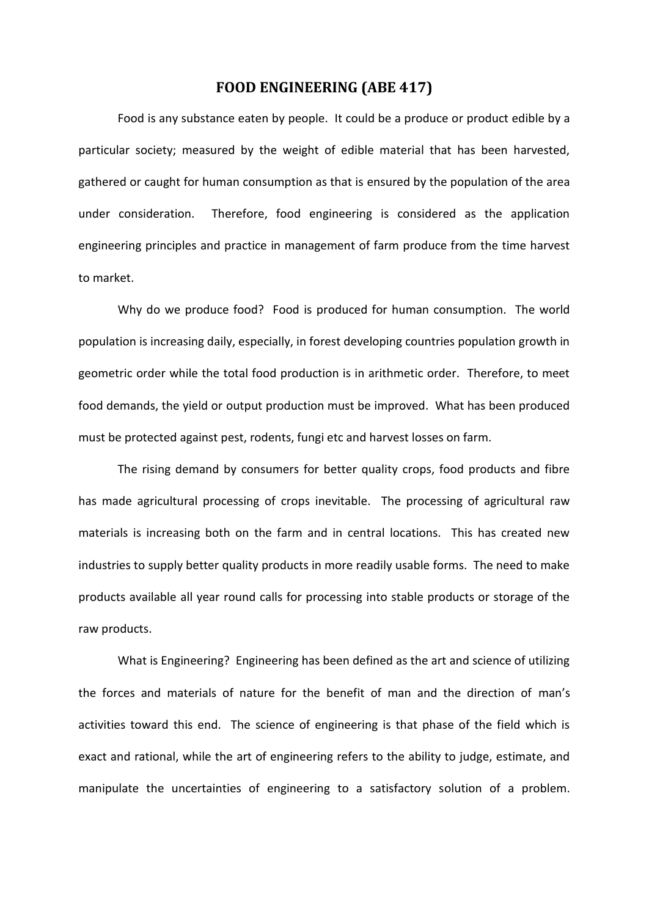# FOOD ENGINEERING (ABE 417)

Food is any substance eaten by people. It could be a produce or product edible by a particular society; measured by the weight of edible material that has been harvested, gathered or caught for human consumption as that is ensured by the population of the area under consideration. Therefore, food engineering is considered as the application engineering principles and practice in management of farm produce from the time harvest to market.

Why do we produce food? Food is produced for human consumption. The world population is increasing daily, especially, in forest developing countries population growth in geometric order while the total food production is in arithmetic order. Therefore, to meet food demands, the yield or output production must be improved. What has been produced must be protected against pest, rodents, fungi etc and harvest losses on farm.

The rising demand by consumers for better quality crops, food products and fibre has made agricultural processing of crops inevitable. The processing of agricultural raw materials is increasing both on the farm and in central locations. This has created new industries to supply better quality products in more readily usable forms. The need to make products available all year round calls for processing into stable products or storage of the raw products.

What is Engineering? Engineering has been defined as the art and science of utilizing the forces and materials of nature for the benefit of man and the direction of man's activities toward this end. The science of engineering is that phase of the field which is exact and rational, while the art of engineering refers to the ability to judge, estimate, and manipulate the uncertainties of engineering to a satisfactory solution of a problem.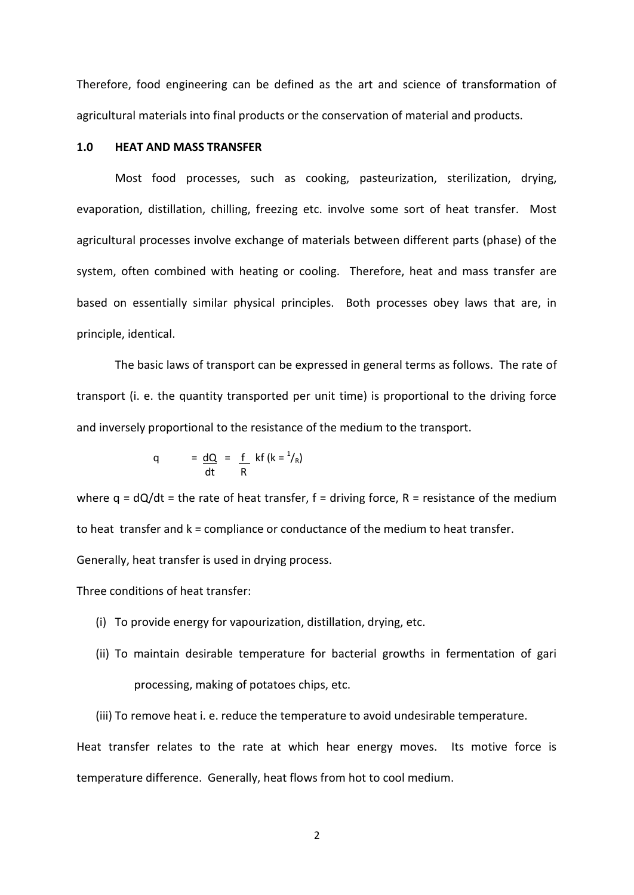Therefore, food engineering can be defined as the art and science of transformation of agricultural materials into final products or the conservation of material and products.

## 1.0 HEAT AND MASS TRANSFER

Most food processes, such as cooking, pasteurization, sterilization, drying, evaporation, distillation, chilling, freezing etc. involve some sort of heat transfer. Most agricultural processes involve exchange of materials between different parts (phase) of the system, often combined with heating or cooling. Therefore, heat and mass transfer are based on essentially similar physical principles. Both processes obey laws that are, in principle, identical.

The basic laws of transport can be expressed in general terms as follows. The rate of transport (i. e. the quantity transported per unit time) is proportional to the driving force and inversely proportional to the resistance of the medium to the transport.

$$q = \frac{dQ}{dt} = \frac{f}{R} \quad kf \; (k = {}^{1}/_{R})$$

where $q = dQ/dt$ = the rate of heat transfer, f = driving force, R = resistance of the medium to heat transfer and k = compliance or conductance of the medium to heat transfer.

Generally, heat transfer is used in drying process.

Three conditions of heat transfer:

(i) To provide energy for vapourization, distillation, drying, etc.

(ii) To maintain desirable temperature for bacterial growths in fermentation of gari processing, making of potatoes chips, etc.

(iii) To remove heat i. e. reduce the temperature to avoid undesirable temperature.

Heat transfer relates to the rate at which hear energy moves. Its motive force is temperature difference. Generally, heat flows from hot to cool medium.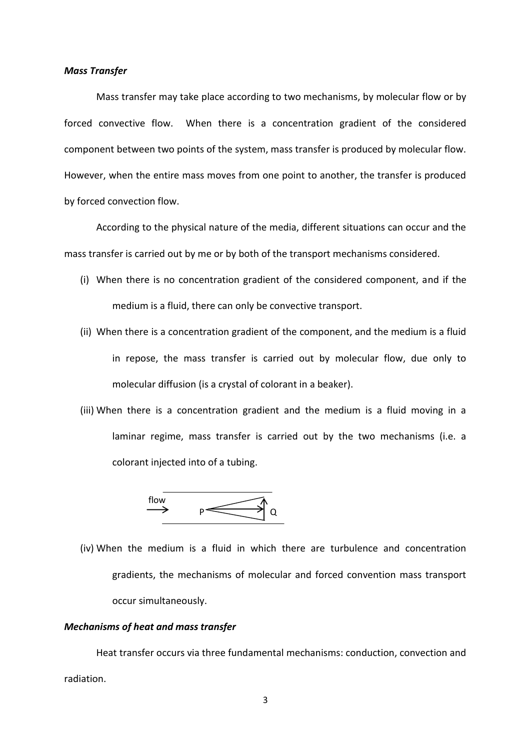### *Mass Transfer*

Mass transfer may take place according to two mechanisms, by molecular flow or by forced convective flow. When there is a concentration gradient of the considered component between two points of the system, mass transfer is produced by molecular flow. However, when the entire mass moves from one point to another, the transfer is produced by forced convection flow.

According to the physical nature of the media, different situations can occur and the mass transfer is carried out by me or by both of the transport mechanisms considered.

(i) When there is no concentration gradient of the considered component, and if the medium is a fluid, there can only be convective transport.

(ii) When there is a concentration gradient of the component, and the medium is a fluid in repose, the mass transfer is carried out by molecular flow, due only to molecular diffusion (is a crystal of colorant in a beaker).

(iii) When there is a concentration gradient and the medium is a fluid moving in a laminar regime, mass transfer is carried out by the two mechanisms (i.e. a colorant injected into of a tubing.

flow → P Q

(iv) When the medium is a fluid in which there are turbulence and concentration gradients, the mechanisms of molecular and forced convention mass transport occur simultaneously.

### *Mechanisms of heat and mass transfer*

Heat transfer occurs via three fundamental mechanisms: conduction, convection and radiation.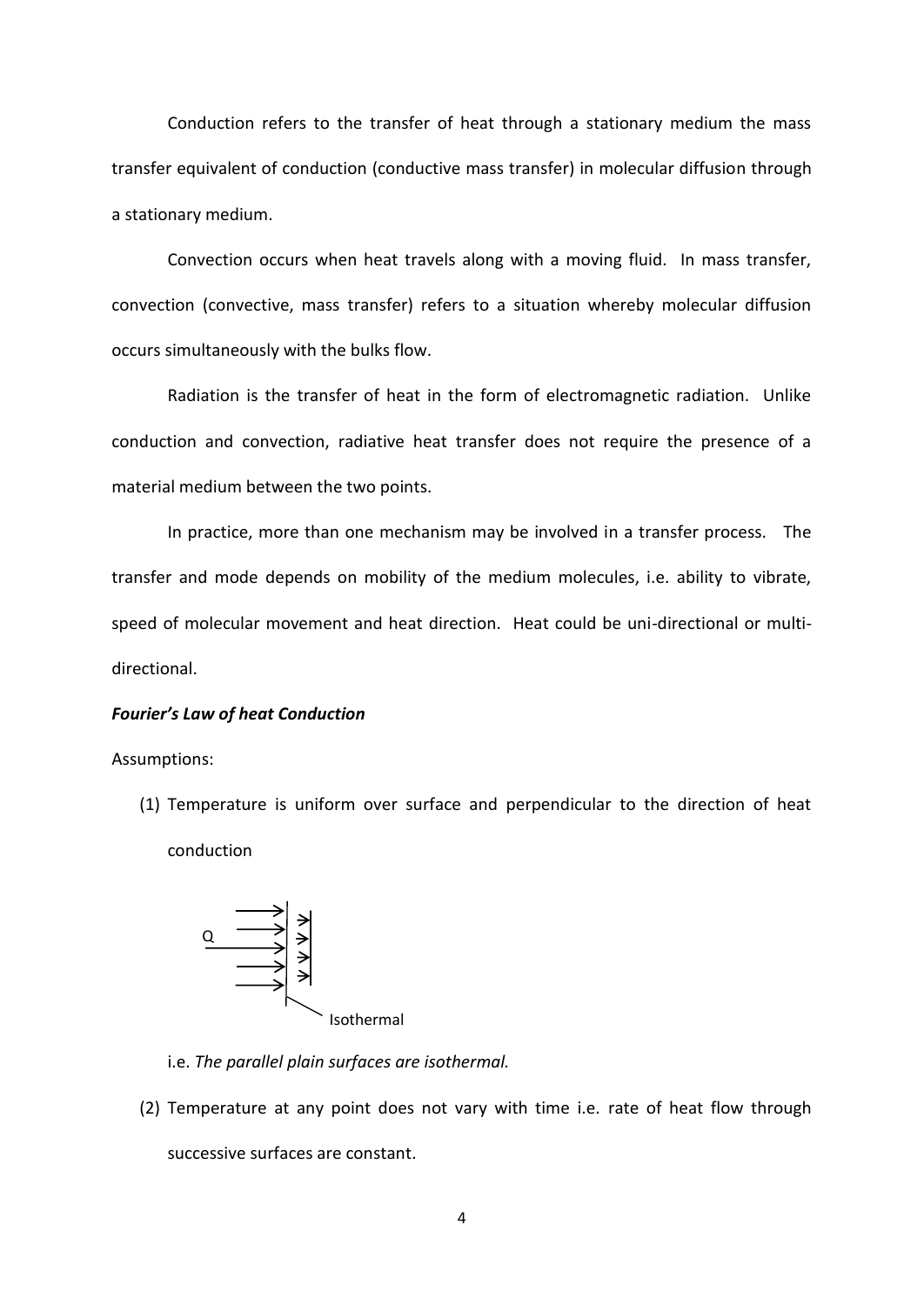Conduction refers to the transfer of heat through a stationary medium the mass transfer equivalent of conduction (conductive mass transfer) in molecular diffusion through a stationary medium.

Convection occurs when heat travels along with a moving fluid. In mass transfer, convection (convective, mass transfer) refers to a situation whereby molecular diffusion occurs simultaneously with the bulks flow.

Radiation is the transfer of heat in the form of electromagnetic radiation. Unlike conduction and convection, radiative heat transfer does not require the presence of a material medium between the two points.

In practice, more than one mechanism may be involved in a transfer process. The transfer and mode depends on mobility of the medium molecules, i.e. ability to vibrate, speed of molecular movement and heat direction. Heat could be uni-directional or multi-directional.

***Fourier's Law of heat Conduction***

Assumptions:

(1) Temperature is uniform over surface and perpendicular to the direction of heat conduction

Q

Isothermal

i.e. *The parallel plain surfaces are isothermal.*

(2) Temperature at any point does not vary with time i.e. rate of heat flow through successive surfaces are constant.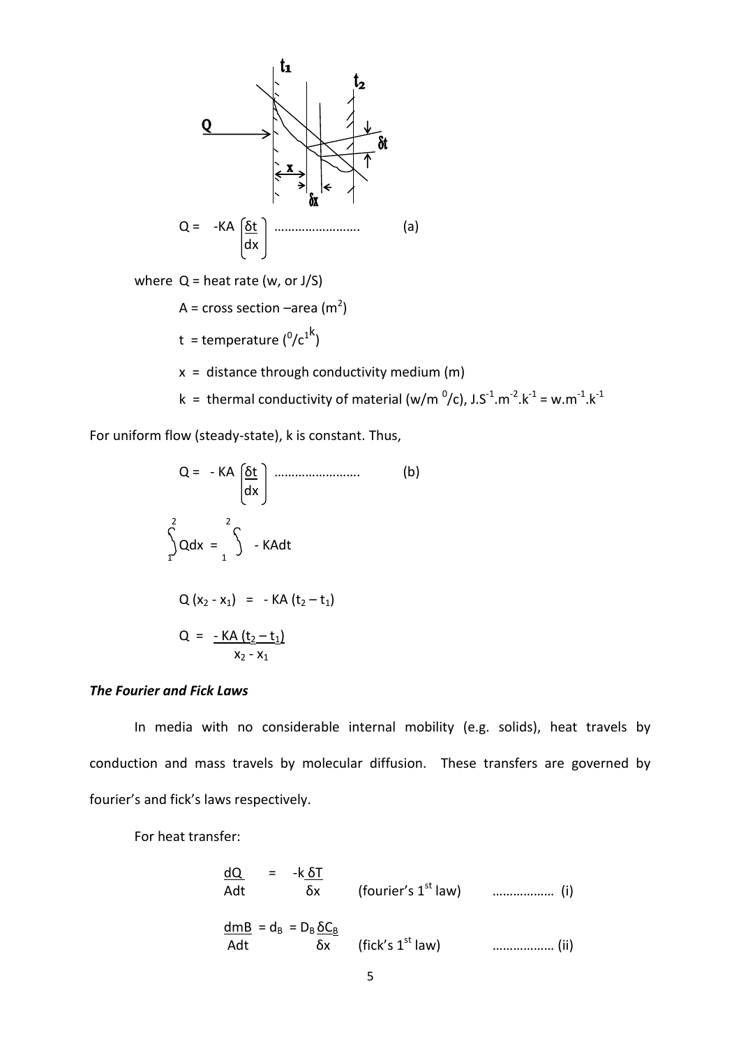$$Q = -KA\left(\frac{\delta t}{dx}\right) \quad \text{......................} \quad \text{(a)}$$

where $Q$ = heat rate (w, or J/S)

$A$ = cross section –area ($m^2$)

$t$ = temperature ($^0/c^{1k}$)

$x$ = distance through conductivity medium (m)

$k$ = thermal conductivity of material (w/m $^0$/c), $J.S^{-1}.m^{-2}.k^{-1} = w.m^{-1}.k^{-1}$

For uniform flow (steady-state), k is constant. Thus,

$$Q = -KA\left(\frac{\delta t}{dx}\right) \quad \text{......................} \quad \text{(b)}$$

$$\int_1^2 Q dx = \int_1^2 -KA dt$$

$$Q(x_2 - x_1) = -KA(t_2 - t_1)$$

$$Q = \frac{-KA(t_2 - t_1)}{x_2 - x_1}$$

***The Fourier and Fick Laws***

In media with no considerable internal mobility (e.g. solids), heat travels by conduction and mass travels by molecular diffusion. These transfers are governed by fourier's and fick's laws respectively.

For heat transfer:

$$\frac{dQ}{Adt} = -k\frac{\delta T}{\delta x} \quad \text{(fourier's 1}^{st}\text{ law)} \quad \text{.................. (i)}$$

$$\frac{dmB}{Adt} = d_B = D_B\frac{\delta C_B}{\delta x} \quad \text{(fick's 1}^{st}\text{ law)} \quad \text{.................. (ii)}$$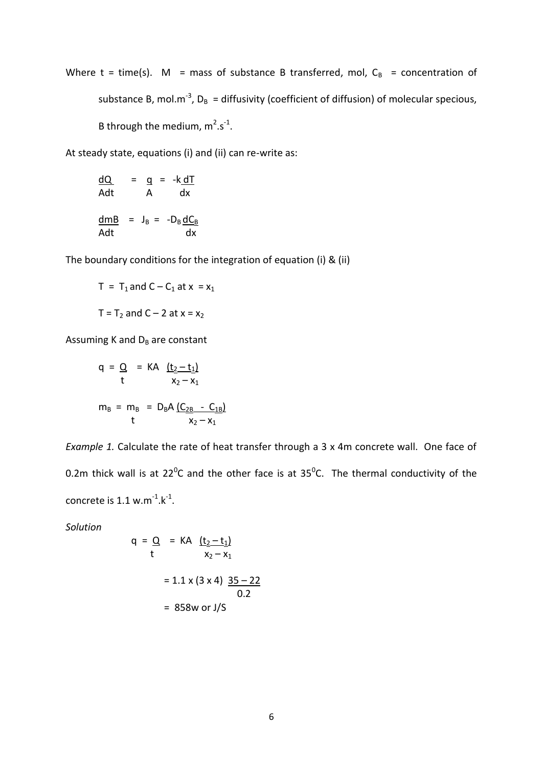Where t = time(s). M = mass of substance B transferred, mol, $C_B$ = concentration of substance B, mol.m$^{-3}$, $D_B$ = diffusivity (coefficient of diffusion) of molecular specious, B through the medium, m$^2$.s$^{-1}$.

At steady state, equations (i) and (ii) can re-write as:

$$\frac{dQ}{Adt} = \frac{q}{A} = -k\frac{dT}{dx}$$

$$\frac{dmB}{Adt} = J_B = -D_B\frac{dC_B}{dx}$$

The boundary conditions for the integration of equation (i) & (ii)

$T = T_1$ and $C - C_1$ at $x = x_1$

$T = T_2$ and $C - 2$ at $x = x_2$

Assuming K and $D_B$ are constant

$$q = \frac{Q}{t} = KA\frac{(t_2 - t_1)}{x_2 - x_1}$$

$$m_B = \frac{m_B}{t} = D_B A\frac{(C_{2B} - C_{1B})}{x_2 - x_1}$$

*Example 1.* Calculate the rate of heat transfer through a 3 x 4m concrete wall. One face of 0.2m thick wall is at 22$^0$C and the other face is at 35$^0$C. The thermal conductivity of the concrete is 1.1 w.m$^{-1}$.k$^{-1}$.

*Solution*

$$q = \frac{Q}{t} = KA\frac{(t_2 - t_1)}{x_2 - x_1}$$

$$= 1.1 \times (3 \times 4)\frac{35 - 22}{0.2}$$

$$= 858\text{w or J/S}$$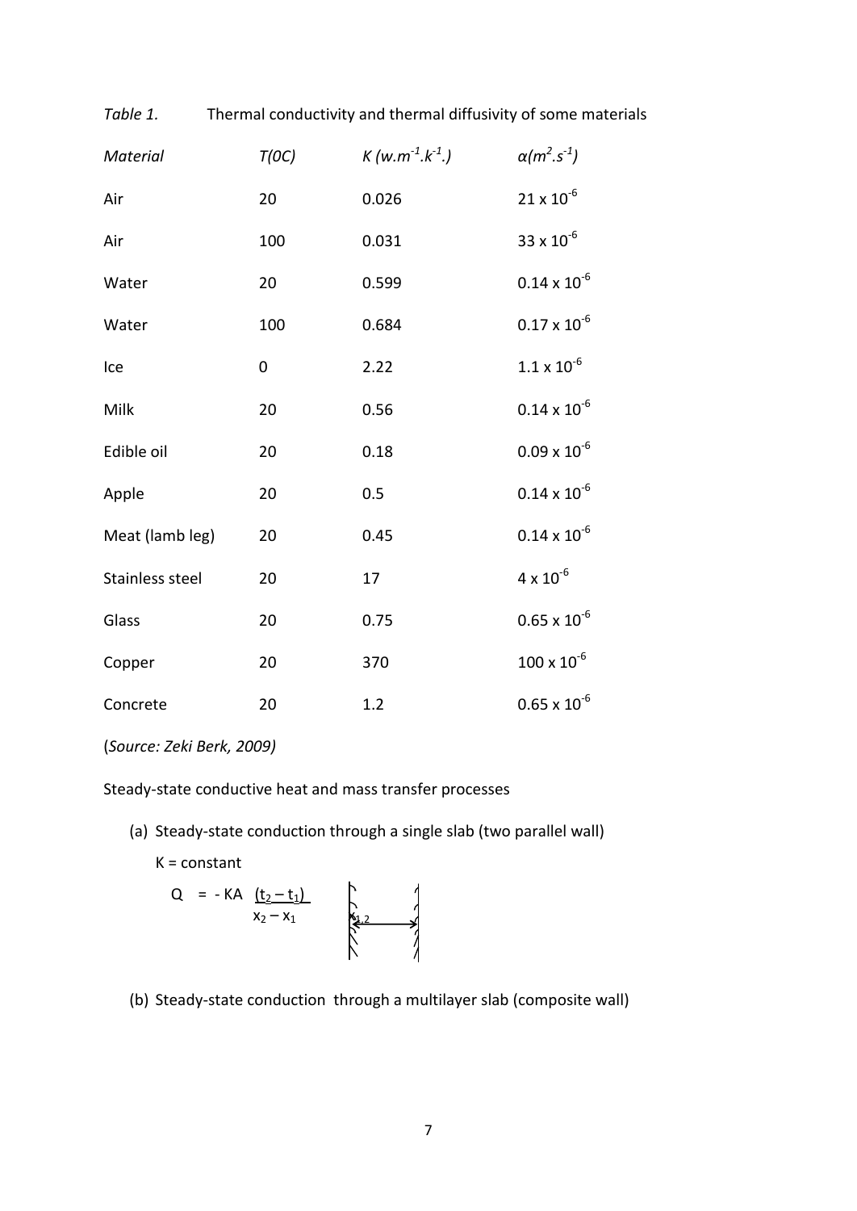*Table 1.* Thermal conductivity and thermal diffusivity of some materials

| *Material* | *T(0C)* | *K* $(w.m^{-1}.k^{-1}.)$ | $\alpha(m^2.s^{-1})$ |
|---|---|---|---|
| Air | 20 | 0.026 | $21 \times 10^{-6}$ |
| Air | 100 | 0.031 | $33 \times 10^{-6}$ |
| Water | 20 | 0.599 | $0.14 \times 10^{-6}$ |
| Water | 100 | 0.684 | $0.17 \times 10^{-6}$ |
| Ice | 0 | 2.22 | $1.1 \times 10^{-6}$ |
| Milk | 20 | 0.56 | $0.14 \times 10^{-6}$ |
| Edible oil | 20 | 0.18 | $0.09 \times 10^{-6}$ |
| Apple | 20 | 0.5 | $0.14 \times 10^{-6}$ |
| Meat (lamb leg) | 20 | 0.45 | $0.14 \times 10^{-6}$ |
| Stainless steel | 20 | 17 | $4 \times 10^{-6}$ |
| Glass | 20 | 0.75 | $0.65 \times 10^{-6}$ |
| Copper | 20 | 370 | $100 \times 10^{-6}$ |
| Concrete | 20 | 1.2 | $0.65 \times 10^{-6}$ |

(*Source: Zeki Berk, 2009*)

Steady-state conductive heat and mass transfer processes

(a) Steady-state conduction through a single slab (two parallel wall)

K = constant

$$Q = -KA \frac{(t_2 - t_1)}{x_2 - x_1}$$

$x_{1,2}$

(b) Steady-state conduction through a multilayer slab (composite wall)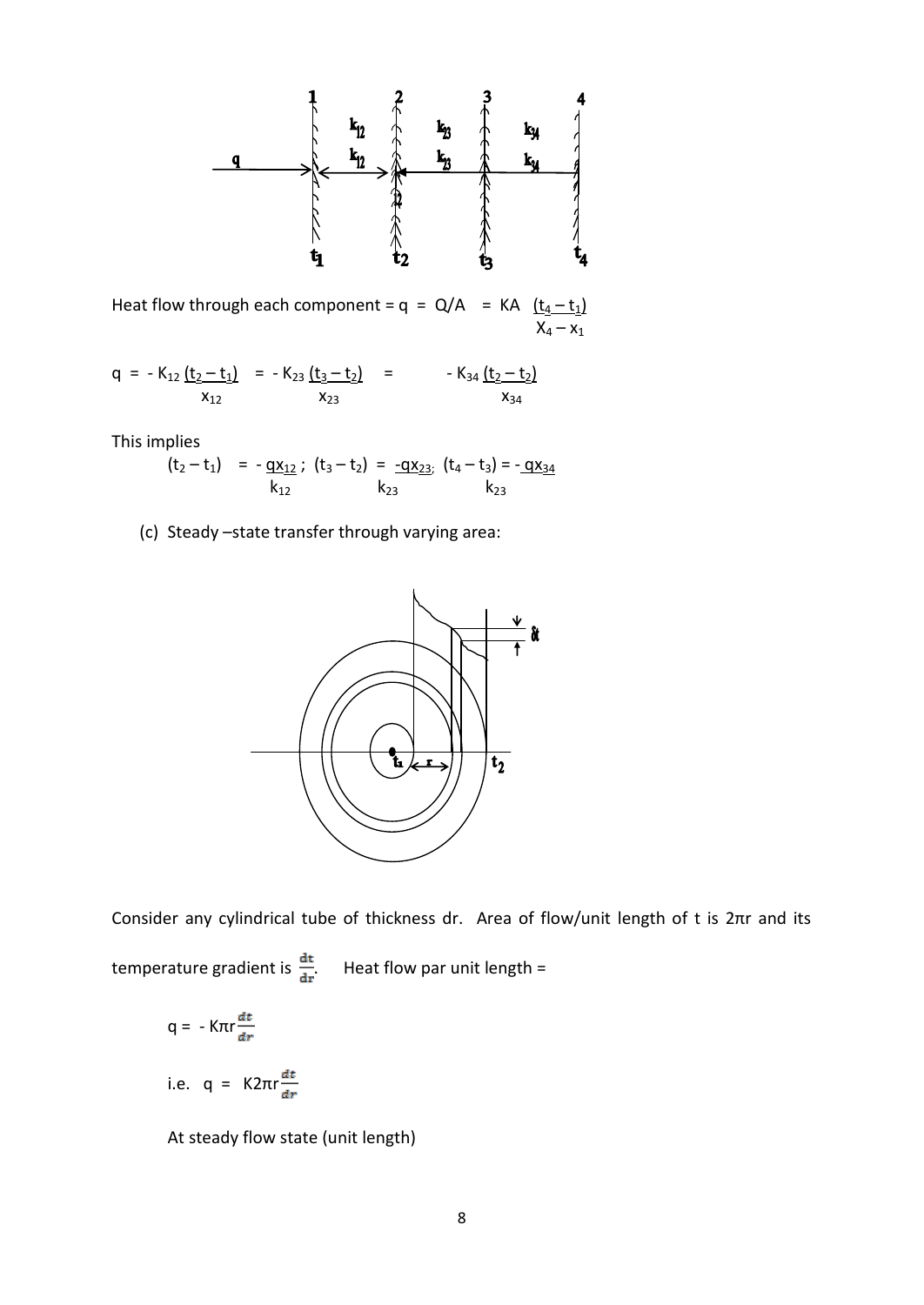Heat flow through each component = $q = Q/A = KA \dfrac{(t_4 - t_1)}{X_4 - X_1}$

$$q = -K_{12}\frac{(t_2 - t_1)}{x_{12}} = -K_{23}\frac{(t_3 - t_2)}{x_{23}} = -K_{34}\frac{(t_2 - t_2)}{x_{34}}$$

This implies

$$(t_2 - t_1) = -\frac{qx_{12}}{k_{12}}\ ;\ (t_3 - t_2) = \frac{-qx_{23}}{k_{23}};\ (t_4 - t_3) = -\frac{qx_{34}}{k_{23}}$$

(c) Steady –state transfer through varying area:

Consider any cylindrical tube of thickness dr. Area of flow/unit length of t is $2\pi r$ and its temperature gradient is $\frac{dt}{dr}$. Heat flow par unit length =

$$q = -K\pi r\frac{dt}{dr}$$

i.e. $q = K2\pi r\frac{dt}{dr}$

At steady flow state (unit length)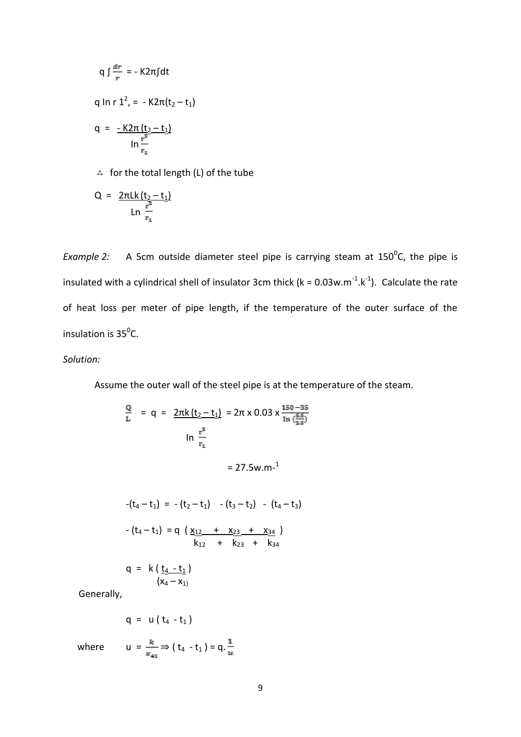$$q \int \frac{dr}{r} = - K2\pi \int dt$$

$$q \ln r \, 1^2, = - K2\pi(t_2 - t_1)$$

$$q = \frac{- K2\pi\,(t_2 - t_1)}{\ln \frac{r^2}{r_1}}$$

∴ for the total length (L) of the tube

$$Q = \frac{2\pi Lk\,(t_2 - t_1)}{\ln \frac{r^2}{r_1}}$$

*Example 2:* A 5cm outside diameter steel pipe is carrying steam at 150$^0$C, the pipe is insulated with a cylindrical shell of insulator 3cm thick (k = 0.03w.m$^{-1}$.k$^{-1}$). Calculate the rate of heat loss per meter of pipe length, if the temperature of the outer surface of the insulation is 35$^0$C.

*Solution:*

Assume the outer wall of the steel pipe is at the temperature of the steam.

$$\frac{Q}{L} = q = \frac{2\pi k\,(t_2 - t_1)}{\ln \frac{r^2}{r_1}} = 2\pi \times 0.03 \times \frac{150 - 35}{\ln\left(\frac{5.5}{2.5}\right)}$$

$$= 27.5 \text{w.m}^{-1}$$

$$-(t_4 - t_1) = -(t_2 - t_1) \quad -(t_3 - t_2) \quad - (t_4 - t_3)$$

$$-(t_4 - t_1) = q\left(\frac{x_{12}}{k_{12}} + \frac{x_{23}}{k_{23}} + \frac{x_{34}}{k_{34}}\right)$$

$$q = k\,\frac{(t_4 - t_1)}{(x_4 - x_1)}$$

Generally,

$$q = u\,(t_4 - t_1)$$

where $u = \frac{k}{x_{41}} \Rightarrow (t_4 - t_1) = q.\frac{1}{u}$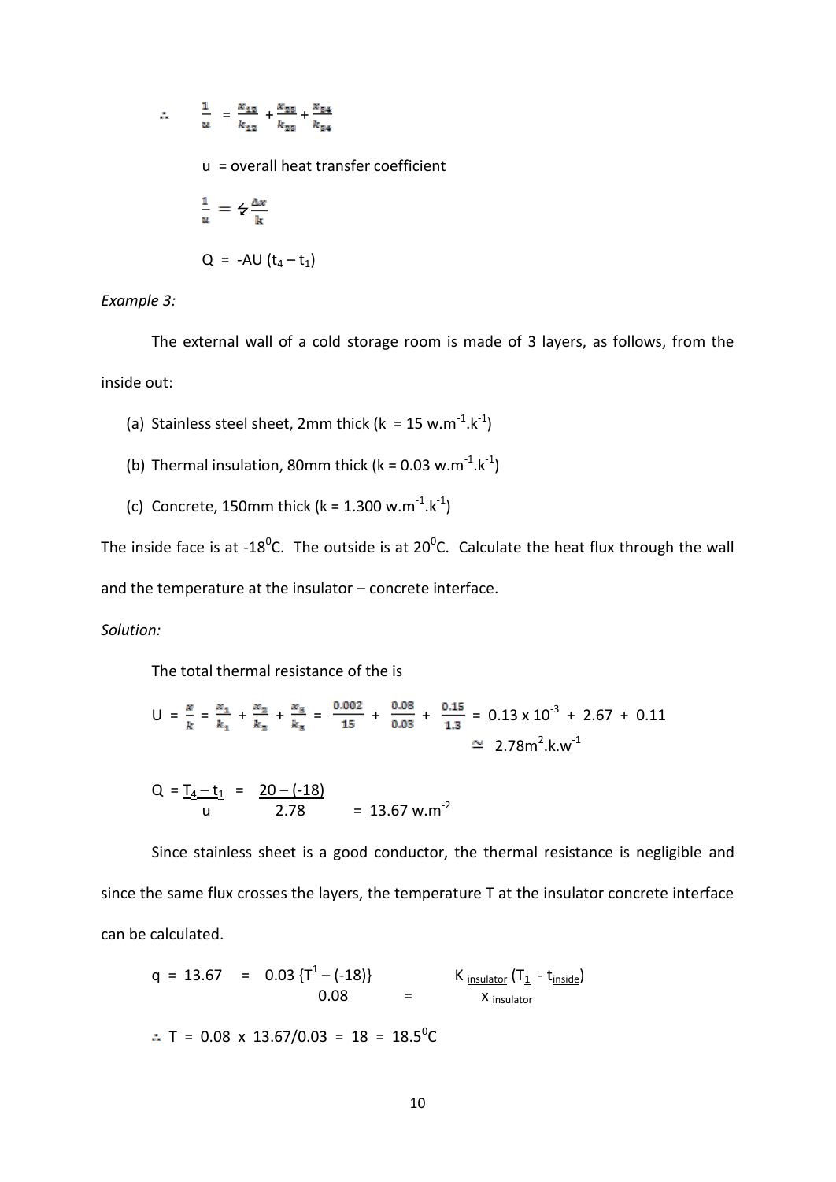$$\therefore \quad \frac{1}{u} = \frac{x_{12}}{k_{12}} + \frac{x_{23}}{k_{23}} + \frac{x_{34}}{k_{34}}$$

u = overall heat transfer coefficient

$$\frac{1}{u} = \not{z}\frac{\Delta x}{k}$$

$$Q = -AU\,(t_4 - t_1)$$

*Example 3:*

The external wall of a cold storage room is made of 3 layers, as follows, from the inside out:

(a) Stainless steel sheet, 2mm thick ($k = 15\ w.m^{-1}.k^{-1}$)

(b) Thermal insulation, 80mm thick ($k = 0.03\ w.m^{-1}.k^{-1}$)

(c) Concrete, 150mm thick ($k = 1.300\ w.m^{-1}.k^{-1}$)

The inside face is at $-18^0C$. The outside is at $20^0C$. Calculate the heat flux through the wall and the temperature at the insulator – concrete interface.

*Solution:*

The total thermal resistance of the is

$$U = \frac{x}{k} = \frac{x_1}{k_1} + \frac{x_2}{k_2} + \frac{x_3}{k_3} = \frac{0.002}{15} + \frac{0.08}{0.03} + \frac{0.15}{1.3} = 0.13 \times 10^{-3} + 2.67 + 0.11$$

$$\simeq 2.78 m^2.k.w^{-1}$$

$$Q = \frac{T_4 - t_1}{u} = \frac{20 - (-18)}{2.78} = 13.67\ w.m^{-2}$$

Since stainless sheet is a good conductor, the thermal resistance is negligible and since the same flux crosses the layers, the temperature T at the insulator concrete interface can be calculated.

$$q = 13.67 = \frac{0.03\,\{T^1 - (-18)\}}{0.08} = \frac{K_{insulator}\,(T_1 - t_{inside})}{x_{insulator}}$$

$$\therefore T = 0.08 \times 13.67/0.03 = 18 = 18.5^0C$$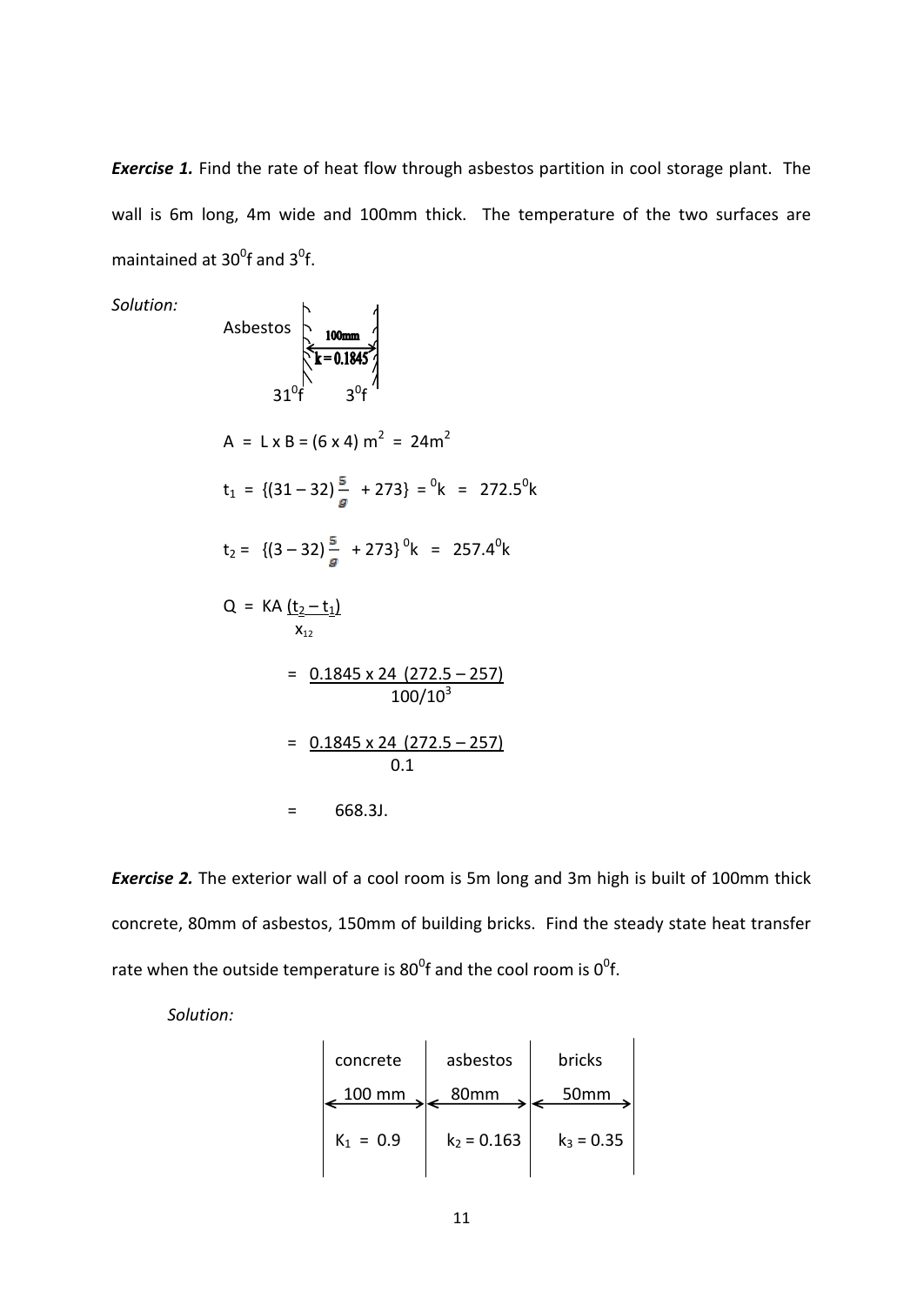***Exercise 1.*** Find the rate of heat flow through asbestos partition in cool storage plant. The wall is 6m long, 4m wide and 100mm thick. The temperature of the two surfaces are maintained at $30^0$f and $3^0$f.

*Solution:*

Asbestos | 100mm | k = 0.1845

$31^0$f $\quad$ $3^0$f

$$A = L \times B = (6 \times 4)\ m^2 = 24m^2$$

$$t_1 = \{(31 - 32)\frac{5}{9} + 273\} = {}^0k = 272.5^0k$$

$$t_2 = \{(3 - 32)\frac{5}{9} + 273\}\ {}^0k = 257.4^0k$$

$$Q = KA\frac{(t_2 - t_1)}{x_{12}}$$

$$= \frac{0.1845 \times 24\ (272.5 - 257)}{100/10^3}$$

$$= \frac{0.1845 \times 24\ (272.5 - 257)}{0.1}$$

$$= 668.3J.$$

***Exercise 2.*** The exterior wall of a cool room is 5m long and 3m high is built of 100mm thick concrete, 80mm of asbestos, 150mm of building bricks. Find the steady state heat transfer rate when the outside temperature is $80^0$f and the cool room is $0^0$f.

*Solution:*

| concrete | asbestos | bricks |
|---|---|---|
| 100 mm | 80mm | 50mm |
| $K_1 = 0.9$ | $k_2 = 0.163$ | $k_3 = 0.35$ |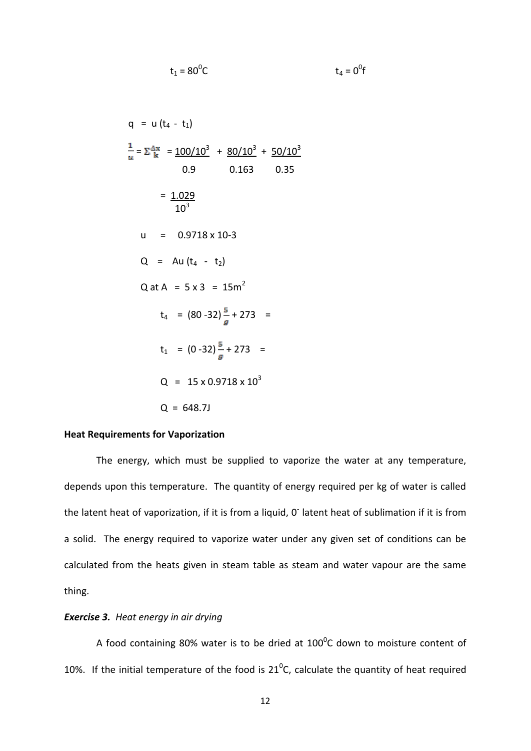$t_1 = 80^0C$ $t_4 = 0^0f$

$$q = u\,(t_4 - t_1)$$

$$\frac{1}{u} = \Sigma\frac{\Delta x}{k} = \frac{100/10^3}{0.9} + \frac{80/10^3}{0.163} + \frac{50/10^3}{0.35}$$

$$= \frac{1.029}{10^3}$$

$$u = 0.9718 \times 10\text{-}3$$

$$Q = Au\,(t_4 - t_2)$$

$$Q \text{ at } A = 5 \times 3 = 15m^2$$

$$t_4 = (80 - 32)\frac{5}{9} + 273 =$$

$$t_1 = (0 - 32)\frac{5}{9} + 273 =$$

$$Q = 15 \times 0.9718 \times 10^3$$

$$Q = 648.7J$$

**Heat Requirements for Vaporization**

The energy, which must be supplied to vaporize the water at any temperature, depends upon this temperature. The quantity of energy required per kg of water is called the latent heat of vaporization, if it is from a liquid, $0^-$ latent heat of sublimation if it is from a solid. The energy required to vaporize water under any given set of conditions can be calculated from the heats given in steam table as steam and water vapour are the same thing.

***Exercise 3.*** *Heat energy in air drying*

A food containing 80% water is to be dried at $100^0C$ down to moisture content of 10%. If the initial temperature of the food is $21^0C$, calculate the quantity of heat required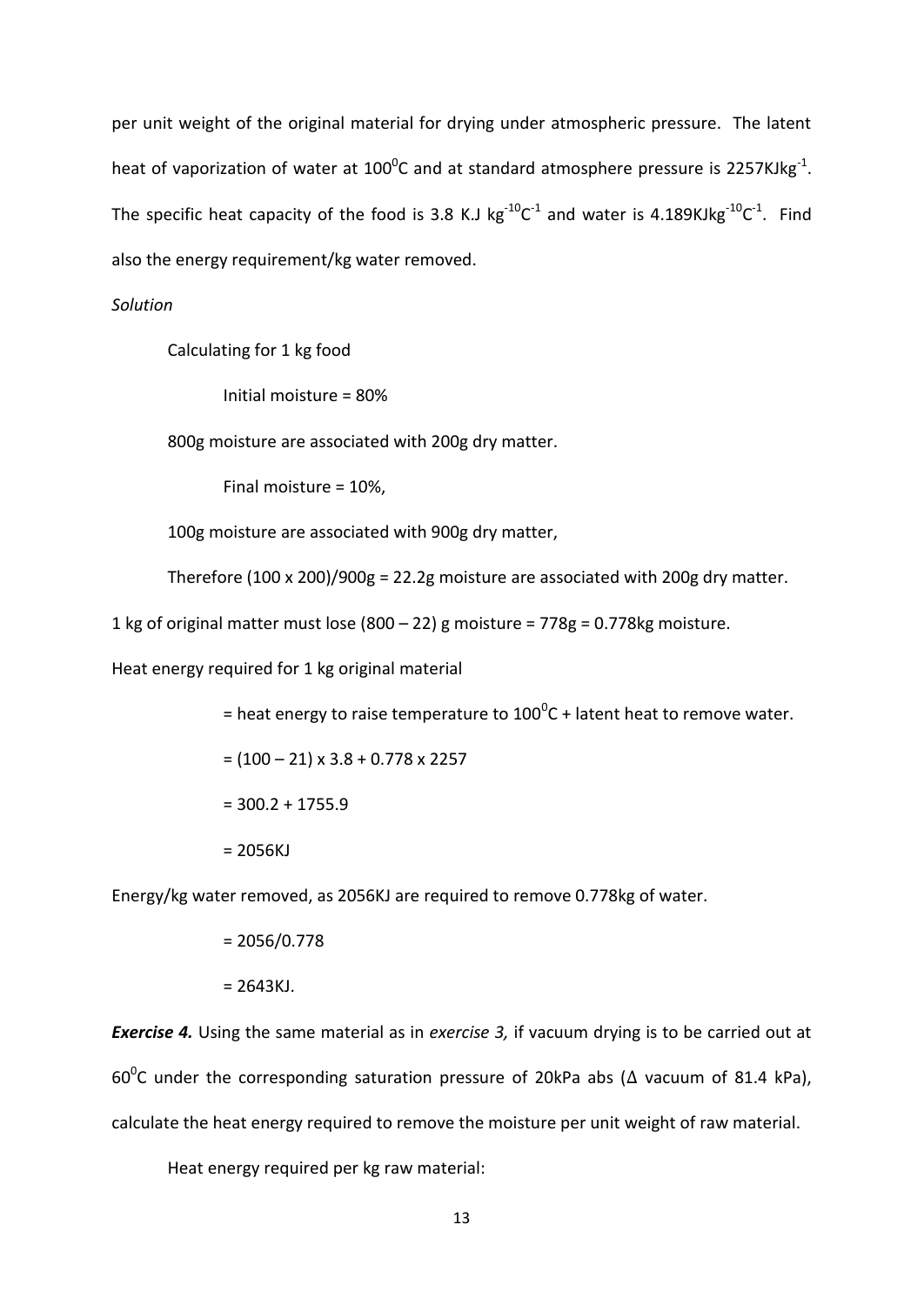per unit weight of the original material for drying under atmospheric pressure. The latent heat of vaporization of water at $100^0$C and at standard atmosphere pressure is 2257KJkg$^{-1}$. The specific heat capacity of the food is 3.8 K.J kg$^{-10}$C$^{-1}$ and water is 4.189KJkg$^{-10}$C$^{-1}$. Find also the energy requirement/kg water removed.

*Solution*

Calculating for 1 kg food

Initial moisture = 80%

800g moisture are associated with 200g dry matter.

Final moisture = 10%,

100g moisture are associated with 900g dry matter,

Therefore (100 x 200)/900g = 22.2g moisture are associated with 200g dry matter.

1 kg of original matter must lose (800 – 22) g moisture = 778g = 0.778kg moisture.

Heat energy required for 1 kg original material

= heat energy to raise temperature to $100^0$C + latent heat to remove water.

= (100 – 21) x 3.8 + 0.778 x 2257

= 300.2 + 1755.9

= 2056KJ

Energy/kg water removed, as 2056KJ are required to remove 0.778kg of water.

= 2056/0.778

= 2643KJ.

***Exercise 4.*** Using the same material as in *exercise 3,* if vacuum drying is to be carried out at $60^0$C under the corresponding saturation pressure of 20kPa abs ($\Delta$ vacuum of 81.4 kPa), calculate the heat energy required to remove the moisture per unit weight of raw material.

Heat energy required per kg raw material: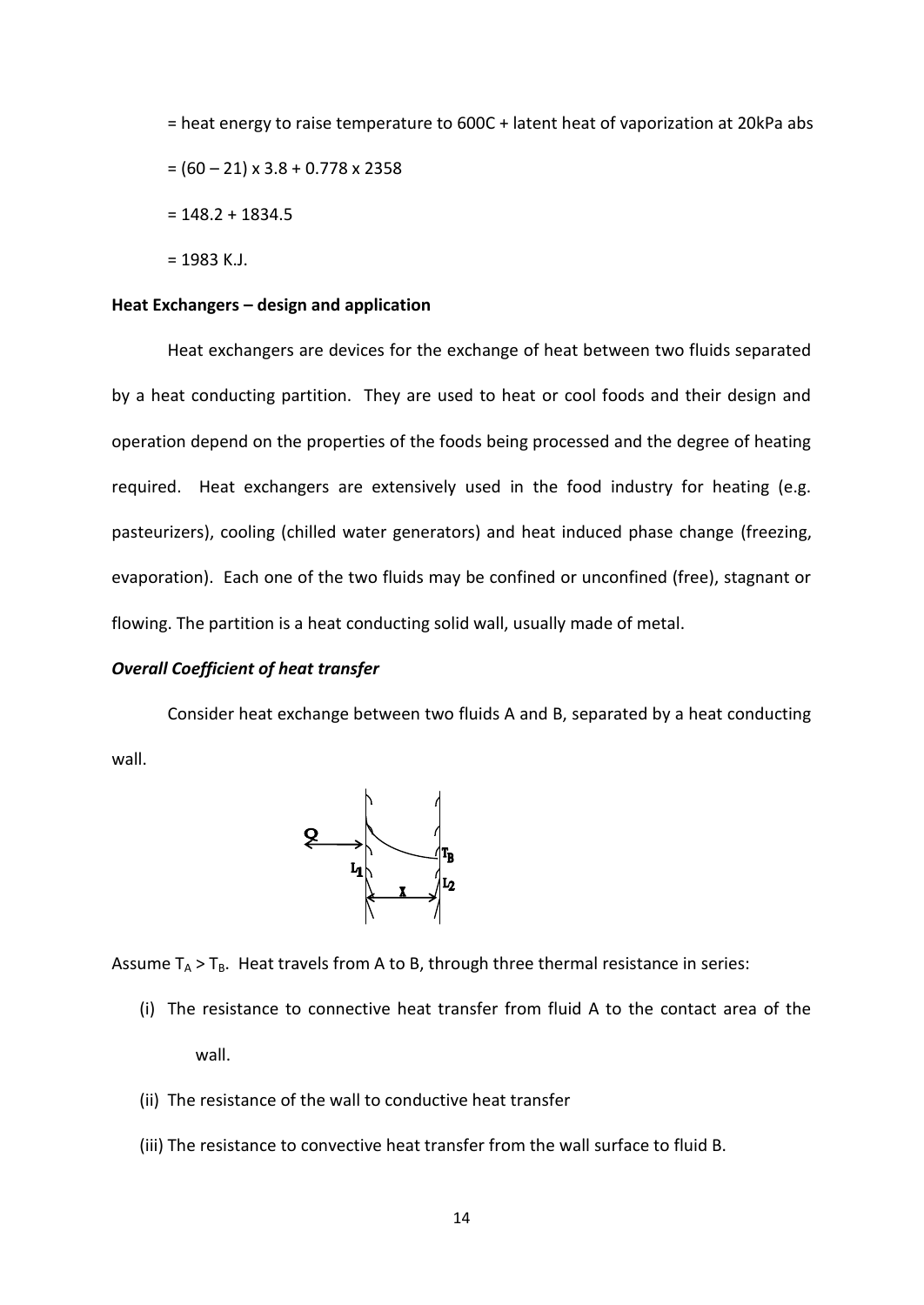= heat energy to raise temperature to 600C + latent heat of vaporization at 20kPa abs

= (60 – 21) x 3.8 + 0.778 x 2358

= 148.2 + 1834.5

= 1983 K.J.

**Heat Exchangers – design and application**

Heat exchangers are devices for the exchange of heat between two fluids separated by a heat conducting partition. They are used to heat or cool foods and their design and operation depend on the properties of the foods being processed and the degree of heating required. Heat exchangers are extensively used in the food industry for heating (e.g. pasteurizers), cooling (chilled water generators) and heat induced phase change (freezing, evaporation). Each one of the two fluids may be confined or unconfined (free), stagnant or flowing. The partition is a heat conducting solid wall, usually made of metal.

***Overall Coefficient of heat transfer***

Consider heat exchange between two fluids A and B, separated by a heat conducting wall.

Assume $T_A > T_B$. Heat travels from A to B, through three thermal resistance in series:

(i) The resistance to connective heat transfer from fluid A to the contact area of the wall.

(ii) The resistance of the wall to conductive heat transfer

(iii) The resistance to convective heat transfer from the wall surface to fluid B.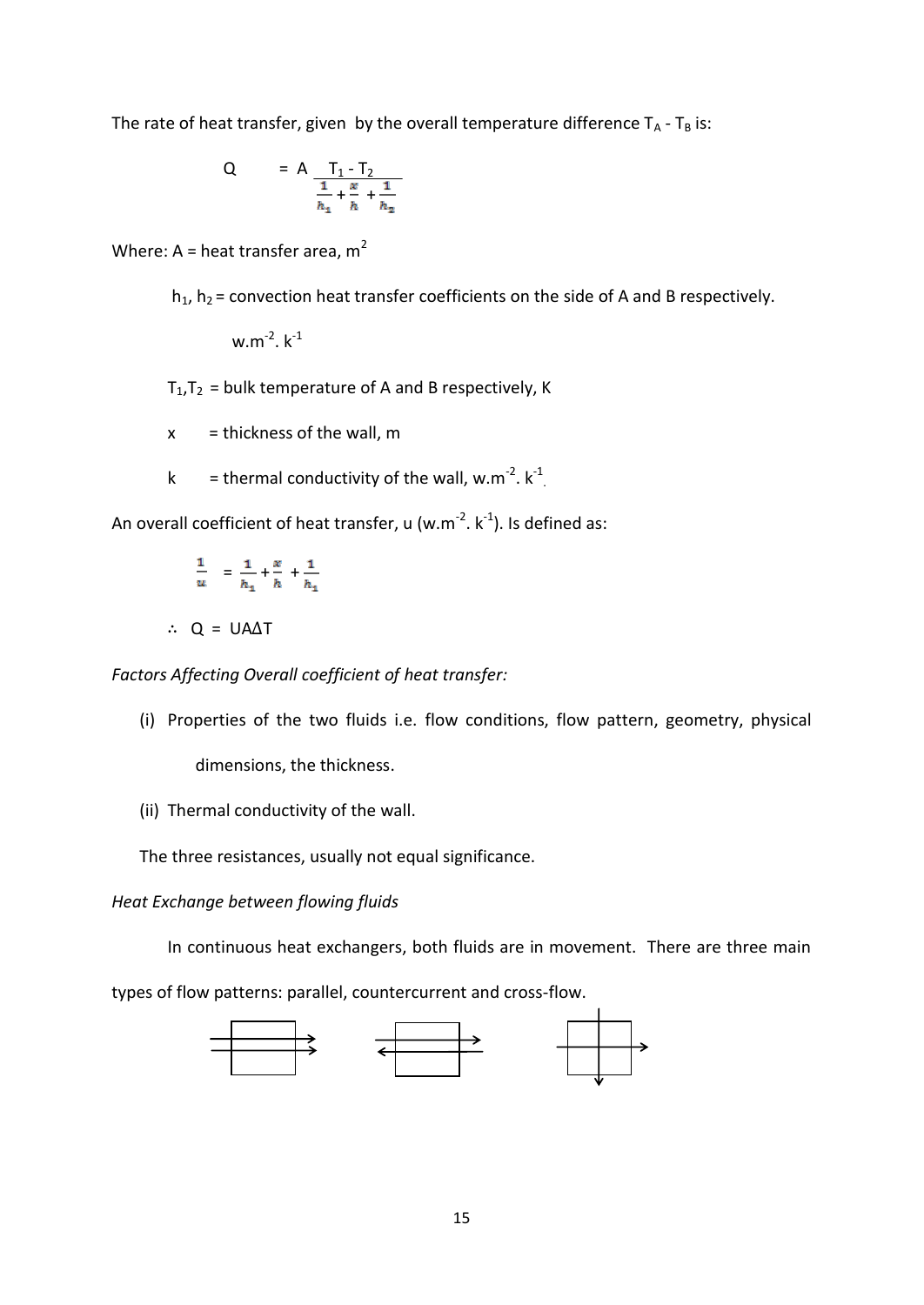The rate of heat transfer, given by the overall temperature difference $T_A$ - $T_B$ is:

$$Q = A \frac{T_1 - T_2}{\frac{1}{h_1} + \frac{x}{h} + \frac{1}{h_2}}$$

Where: A = heat transfer area, $m^2$

$h_1$, $h_2$ = convection heat transfer coefficients on the side of A and B respectively.

$w.m^{-2}.\ k^{-1}$

$T_1$,$T_2$ = bulk temperature of A and B respectively, K

x = thickness of the wall, m

k = thermal conductivity of the wall, $w.m^{-2}.\ k^{-1}$.

An overall coefficient of heat transfer, u ($w.m^{-2}.\ k^{-1}$). Is defined as:

$$\frac{1}{u} = \frac{1}{h_1} + \frac{x}{h} + \frac{1}{h_1}$$

$\therefore$ Q = UAΔT

*Factors Affecting Overall coefficient of heat transfer:*

(i) Properties of the two fluids i.e. flow conditions, flow pattern, geometry, physical dimensions, the thickness.

(ii) Thermal conductivity of the wall.

The three resistances, usually not equal significance.

*Heat Exchange between flowing fluids*

In continuous heat exchangers, both fluids are in movement. There are three main types of flow patterns: parallel, countercurrent and cross-flow.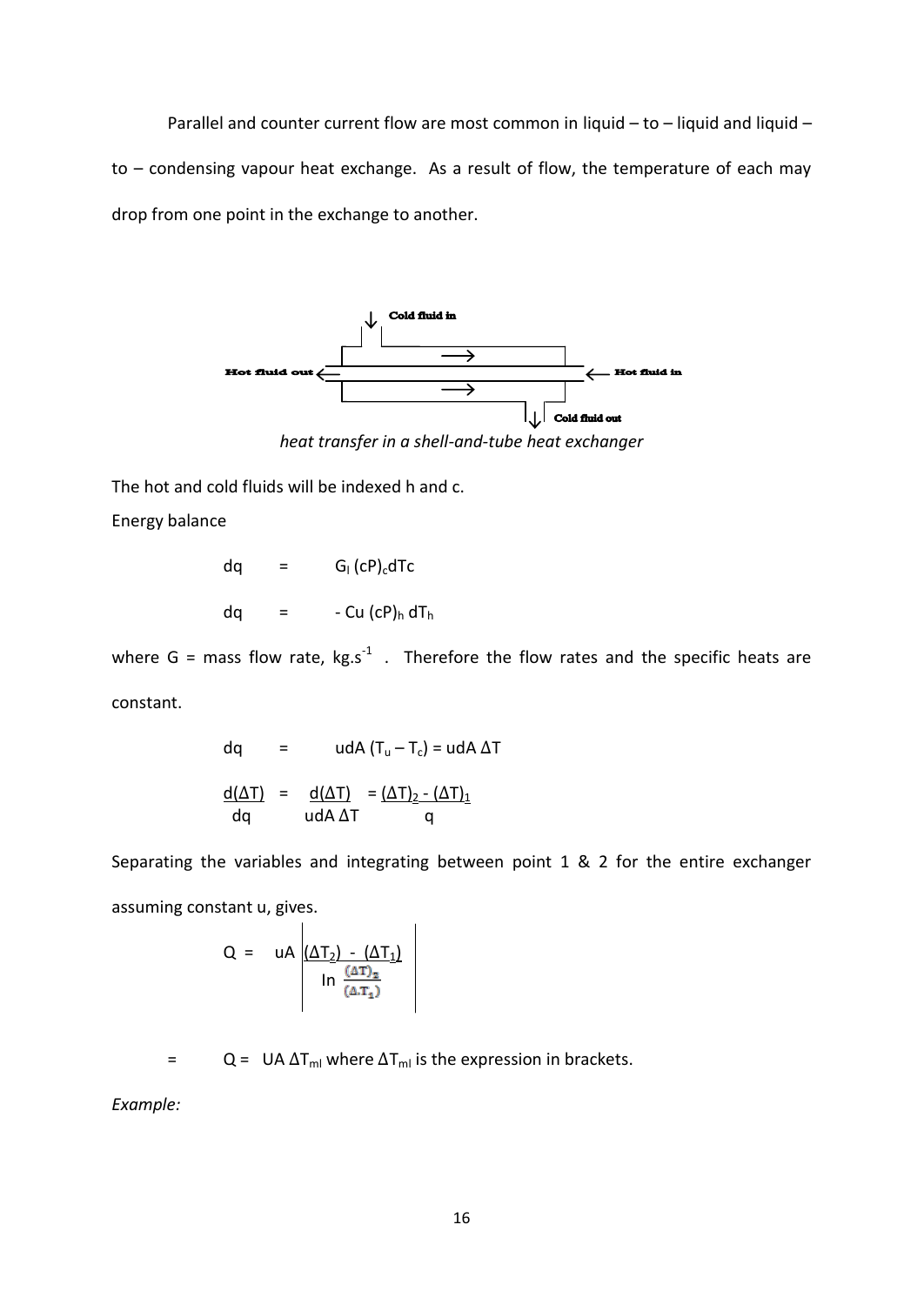Parallel and counter current flow are most common in liquid – to – liquid and liquid – to – condensing vapour heat exchange. As a result of flow, the temperature of each may drop from one point in the exchange to another.

Cold fluid in

Hot fluid out ← → ← Hot fluid in

Cold fluid out

*heat transfer in a shell-and-tube heat exchanger*

The hot and cold fluids will be indexed h and c.

Energy balance

$$dq = G_l\,(cP)_c dTc$$

$$dq = -\,Cu\,(cP)_h\,dT_h$$

where G = mass flow rate, $kg.s^{-1}$. Therefore the flow rates and the specific heats are constant.

$$dq = udA\,(T_u - T_c) = udA\,\Delta T$$

$$\frac{d(\Delta T)}{dq} = \frac{d(\Delta T)}{udA\,\Delta T} = \frac{(\Delta T)_2 - (\Delta T)_1}{q}$$

Separating the variables and integrating between point 1 & 2 for the entire exchanger assuming constant u, gives.

$$Q = uA\left|\frac{(\Delta T_2) - (\Delta T_1)}{\ln \frac{(\Delta T)_2}{(\Delta T_1)}}\right|$$

= $Q = UA\,\Delta T_{ml}$ where $\Delta T_{ml}$ is the expression in brackets.

*Example:*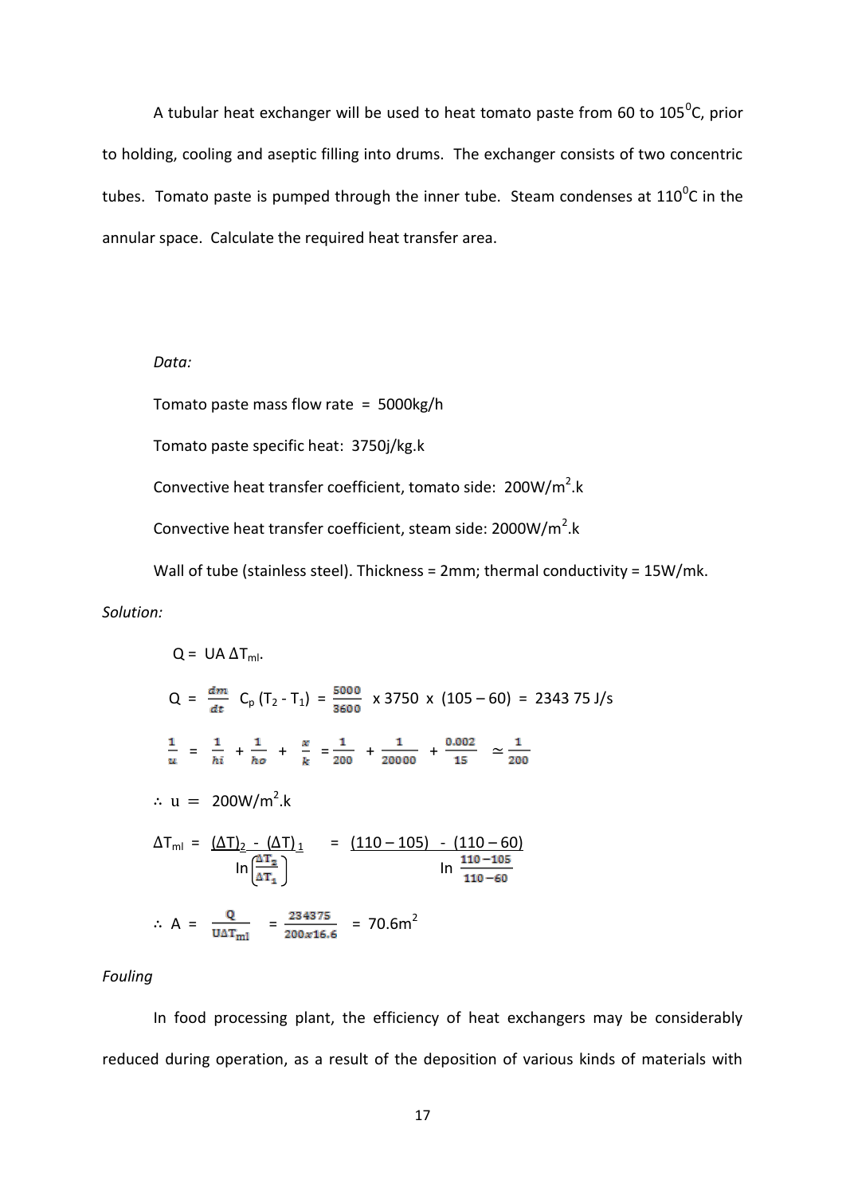A tubular heat exchanger will be used to heat tomato paste from 60 to 105$^0$C, prior to holding, cooling and aseptic filling into drums. The exchanger consists of two concentric tubes. Tomato paste is pumped through the inner tube. Steam condenses at 110$^0$C in the annular space. Calculate the required heat transfer area.

*Data:*

Tomato paste mass flow rate = 5000kg/h

Tomato paste specific heat: 3750j/kg.k

Convective heat transfer coefficient, tomato side: 200W/m$^2$.k

Convective heat transfer coefficient, steam side: 2000W/m$^2$.k

Wall of tube (stainless steel). Thickness = 2mm; thermal conductivity = 15W/mk.

*Solution:*

$$Q = UA\,\Delta T_{ml}.$$

$$Q = \frac{dm}{dt}\, C_p\,(T_2 - T_1) = \frac{5000}{3600} \times 3750 \times (105 - 60) = 2343\,75 \text{ J/s}$$

$$\frac{1}{u} = \frac{1}{hi} + \frac{1}{ho} + \frac{x}{k} = \frac{1}{200} + \frac{1}{20000} + \frac{0.002}{15} \simeq \frac{1}{200}$$

$$\therefore\ u = 200\text{W/m}^2.\text{k}$$

$$\Delta T_{ml} = \frac{(\Delta T)_2 - (\Delta T)_1}{\ln\left(\frac{\Delta T_2}{\Delta T_1}\right)} = \frac{(110 - 105) - (110 - 60)}{\ln \frac{110-105}{110-60}}$$

$$\therefore\ A = \frac{Q}{U\Delta T_{ml}} = \frac{234375}{200 x 16.6} = 70.6\text{m}^2$$

*Fouling*

In food processing plant, the efficiency of heat exchangers may be considerably reduced during operation, as a result of the deposition of various kinds of materials with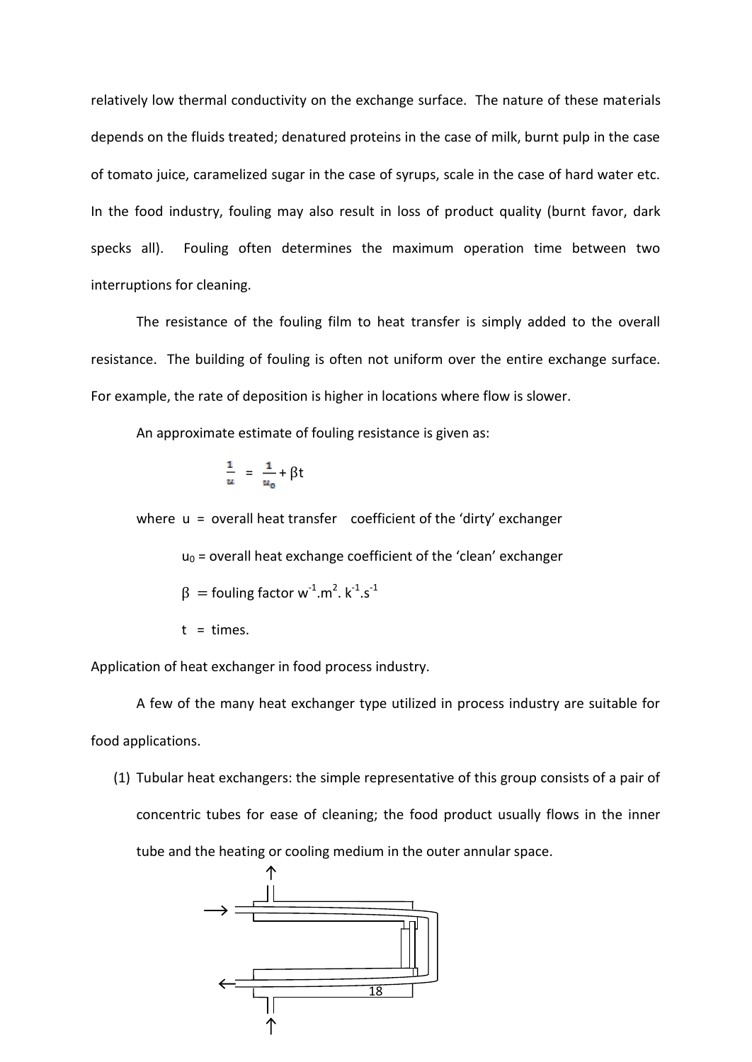relatively low thermal conductivity on the exchange surface. The nature of these materials depends on the fluids treated; denatured proteins in the case of milk, burnt pulp in the case of tomato juice, caramelized sugar in the case of syrups, scale in the case of hard water etc. In the food industry, fouling may also result in loss of product quality (burnt favor, dark specks all). Fouling often determines the maximum operation time between two interruptions for cleaning.

The resistance of the fouling film to heat transfer is simply added to the overall resistance. The building of fouling is often not uniform over the entire exchange surface. For example, the rate of deposition is higher in locations where flow is slower.

An approximate estimate of fouling resistance is given as:

$$\frac{1}{u} = \frac{1}{u_0} + \beta t$$

where $u$ = overall heat transfer coefficient of the 'dirty' exchanger

$u_0$ = overall heat exchange coefficient of the 'clean' exchanger

$\beta$ = fouling factor $w^{-1}.m^2.k^{-1}.s^{-1}$

$t$ = times.

Application of heat exchanger in food process industry.

A few of the many heat exchanger type utilized in process industry are suitable for food applications.

(1) Tubular heat exchangers: the simple representative of this group consists of a pair of concentric tubes for ease of cleaning; the food product usually flows in the inner tube and the heating or cooling medium in the outer annular space.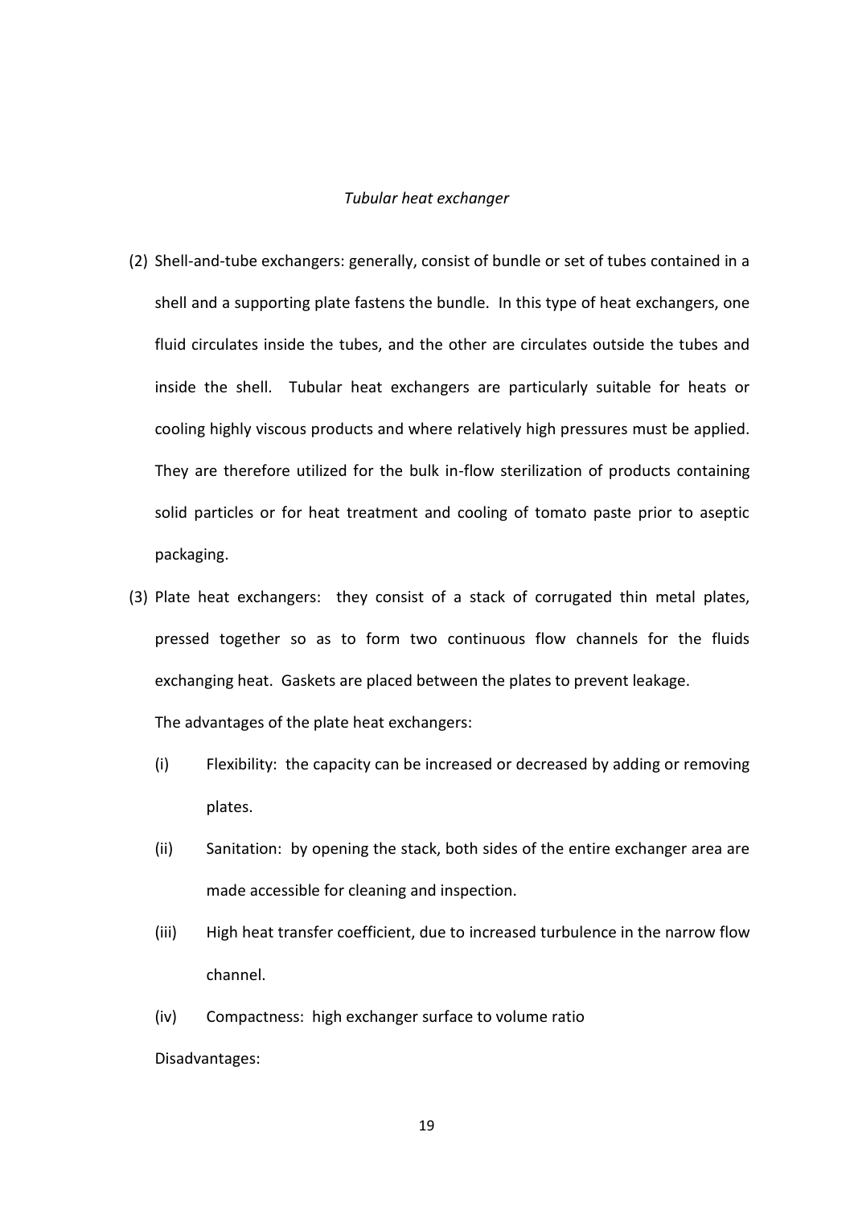*Tubular heat exchanger*

(2) Shell-and-tube exchangers: generally, consist of bundle or set of tubes contained in a shell and a supporting plate fastens the bundle. In this type of heat exchangers, one fluid circulates inside the tubes, and the other are circulates outside the tubes and inside the shell. Tubular heat exchangers are particularly suitable for heats or cooling highly viscous products and where relatively high pressures must be applied. They are therefore utilized for the bulk in-flow sterilization of products containing solid particles or for heat treatment and cooling of tomato paste prior to aseptic packaging.

(3) Plate heat exchangers: they consist of a stack of corrugated thin metal plates, pressed together so as to form two continuous flow channels for the fluids exchanging heat. Gaskets are placed between the plates to prevent leakage.

The advantages of the plate heat exchangers:

(i) Flexibility: the capacity can be increased or decreased by adding or removing plates.

(ii) Sanitation: by opening the stack, both sides of the entire exchanger area are made accessible for cleaning and inspection.

(iii) High heat transfer coefficient, due to increased turbulence in the narrow flow channel.

(iv) Compactness: high exchanger surface to volume ratio

Disadvantages: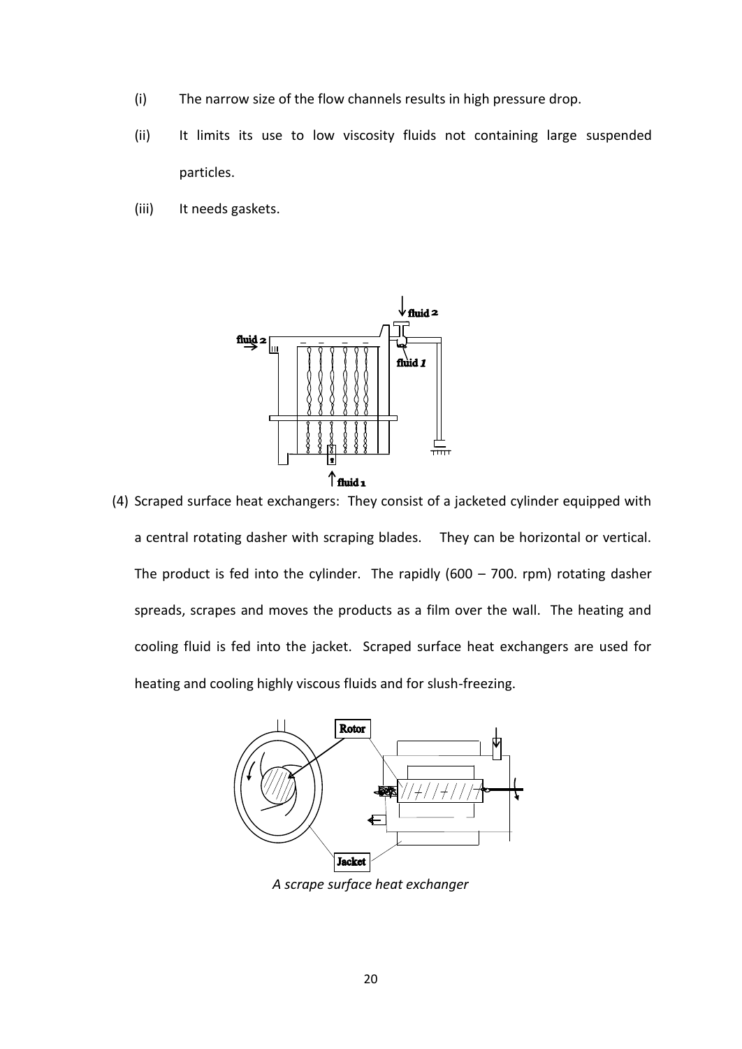(i) The narrow size of the flow channels results in high pressure drop.

(ii) It limits its use to low viscosity fluids not containing large suspended particles.

(iii) It needs gaskets.

(4) Scraped surface heat exchangers: They consist of a jacketed cylinder equipped with a central rotating dasher with scraping blades. They can be horizontal or vertical. The product is fed into the cylinder. The rapidly (600 – 700. rpm) rotating dasher spreads, scrapes and moves the products as a film over the wall. The heating and cooling fluid is fed into the jacket. Scraped surface heat exchangers are used for heating and cooling highly viscous fluids and for slush-freezing.

*A scrape surface heat exchanger*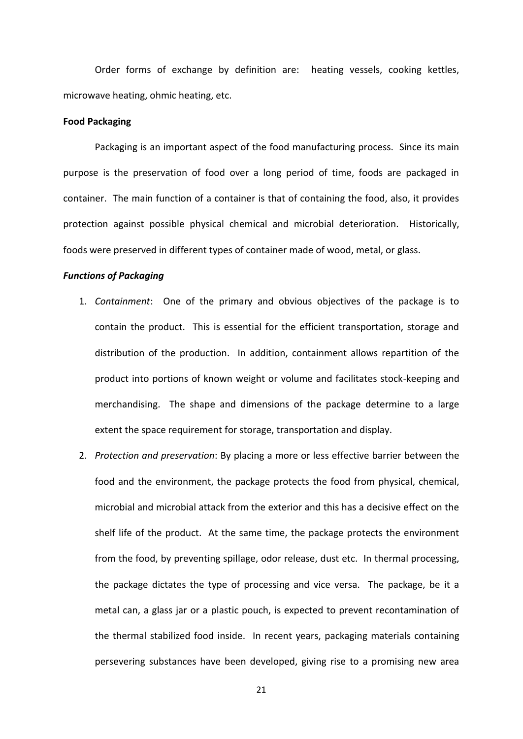Order forms of exchange by definition are: heating vessels, cooking kettles, microwave heating, ohmic heating, etc.

**Food Packaging**

Packaging is an important aspect of the food manufacturing process. Since its main purpose is the preservation of food over a long period of time, foods are packaged in container. The main function of a container is that of containing the food, also, it provides protection against possible physical chemical and microbial deterioration. Historically, foods were preserved in different types of container made of wood, metal, or glass.

***Functions of Packaging***

1. *Containment*: One of the primary and obvious objectives of the package is to contain the product. This is essential for the efficient transportation, storage and distribution of the production. In addition, containment allows repartition of the product into portions of known weight or volume and facilitates stock-keeping and merchandising. The shape and dimensions of the package determine to a large extent the space requirement for storage, transportation and display.
2. *Protection and preservation*: By placing a more or less effective barrier between the food and the environment, the package protects the food from physical, chemical, microbial and microbial attack from the exterior and this has a decisive effect on the shelf life of the product. At the same time, the package protects the environment from the food, by preventing spillage, odor release, dust etc. In thermal processing, the package dictates the type of processing and vice versa. The package, be it a metal can, a glass jar or a plastic pouch, is expected to prevent recontamination of the thermal stabilized food inside. In recent years, packaging materials containing persevering substances have been developed, giving rise to a promising new area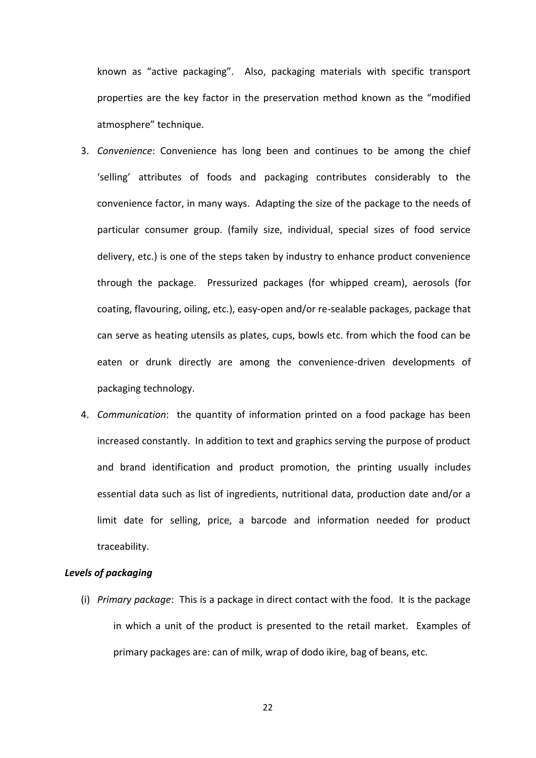known as "active packaging". Also, packaging materials with specific transport properties are the key factor in the preservation method known as the "modified atmosphere" technique.

3. *Convenience*: Convenience has long been and continues to be among the chief 'selling' attributes of foods and packaging contributes considerably to the convenience factor, in many ways. Adapting the size of the package to the needs of particular consumer group. (family size, individual, special sizes of food service delivery, etc.) is one of the steps taken by industry to enhance product convenience through the package. Pressurized packages (for whipped cream), aerosols (for coating, flavouring, oiling, etc.), easy-open and/or re-sealable packages, package that can serve as heating utensils as plates, cups, bowls etc. from which the food can be eaten or drunk directly are among the convenience-driven developments of packaging technology.

4. *Communication*: the quantity of information printed on a food package has been increased constantly. In addition to text and graphics serving the purpose of product and brand identification and product promotion, the printing usually includes essential data such as list of ingredients, nutritional data, production date and/or a limit date for selling, price, a barcode and information needed for product traceability.

***Levels of packaging***

(i) *Primary package*: This is a package in direct contact with the food. It is the package in which a unit of the product is presented to the retail market. Examples of primary packages are: can of milk, wrap of dodo ikire, bag of beans, etc.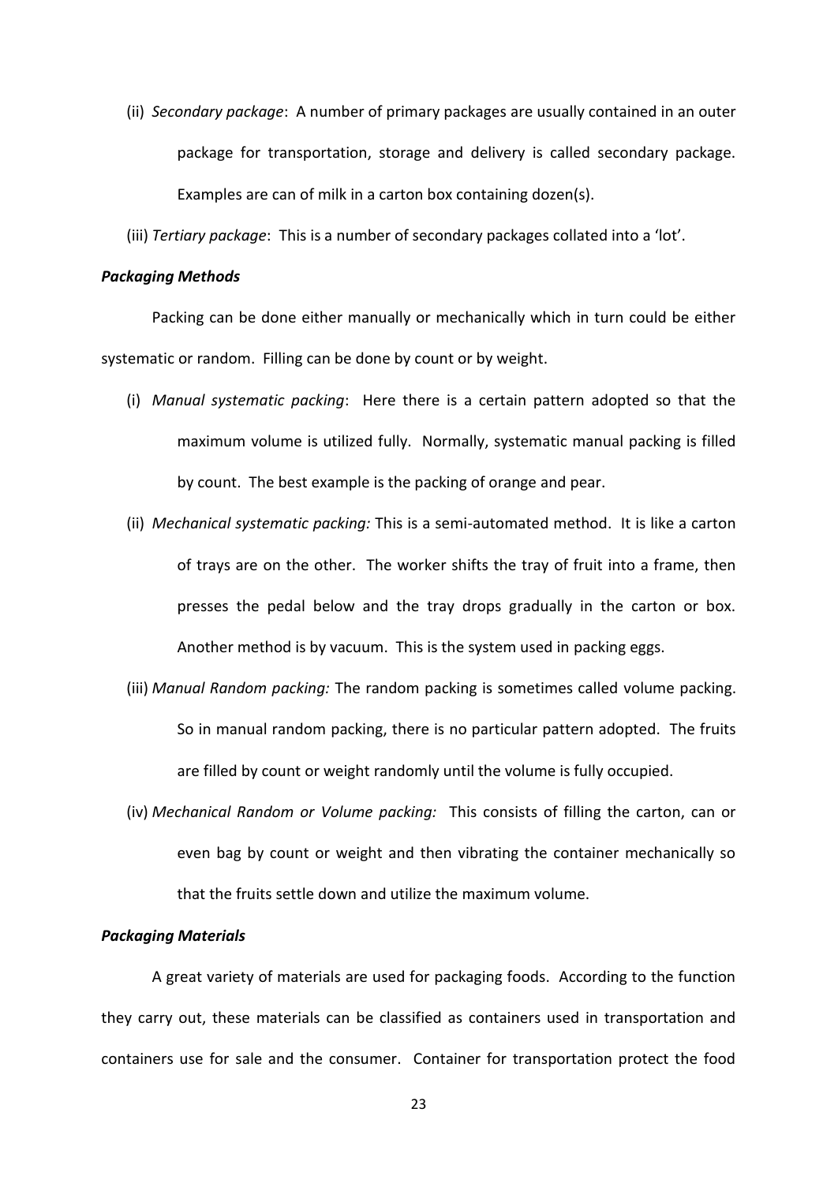(ii) *Secondary package*: A number of primary packages are usually contained in an outer package for transportation, storage and delivery is called secondary package. Examples are can of milk in a carton box containing dozen(s).

(iii) *Tertiary package*: This is a number of secondary packages collated into a 'lot'.

***Packaging Methods***

Packing can be done either manually or mechanically which in turn could be either systematic or random. Filling can be done by count or by weight.

(i) *Manual systematic packing*: Here there is a certain pattern adopted so that the maximum volume is utilized fully. Normally, systematic manual packing is filled by count. The best example is the packing of orange and pear.

(ii) *Mechanical systematic packing:* This is a semi-automated method. It is like a carton of trays are on the other. The worker shifts the tray of fruit into a frame, then presses the pedal below and the tray drops gradually in the carton or box. Another method is by vacuum. This is the system used in packing eggs.

(iii) *Manual Random packing:* The random packing is sometimes called volume packing. So in manual random packing, there is no particular pattern adopted. The fruits are filled by count or weight randomly until the volume is fully occupied.

(iv) *Mechanical Random or Volume packing:* This consists of filling the carton, can or even bag by count or weight and then vibrating the container mechanically so that the fruits settle down and utilize the maximum volume.

***Packaging Materials***

A great variety of materials are used for packaging foods. According to the function they carry out, these materials can be classified as containers used in transportation and containers use for sale and the consumer. Container for transportation protect the food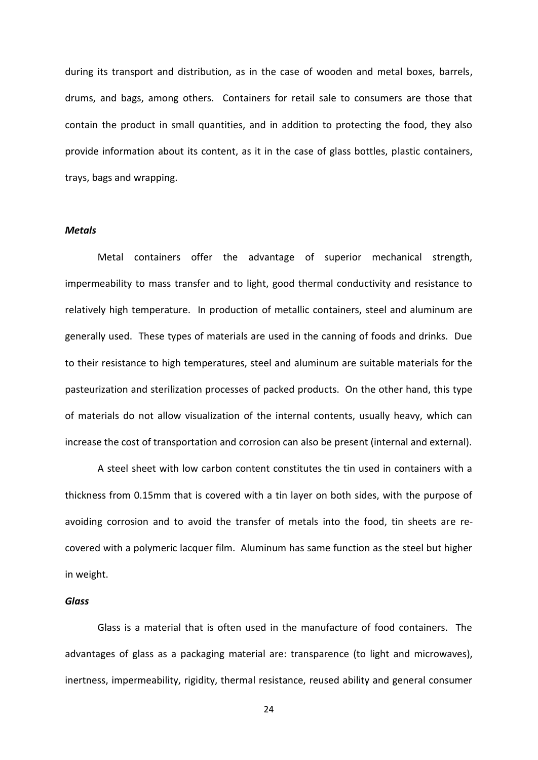during its transport and distribution, as in the case of wooden and metal boxes, barrels, drums, and bags, among others. Containers for retail sale to consumers are those that contain the product in small quantities, and in addition to protecting the food, they also provide information about its content, as it in the case of glass bottles, plastic containers, trays, bags and wrapping.

***Metals***

Metal containers offer the advantage of superior mechanical strength, impermeability to mass transfer and to light, good thermal conductivity and resistance to relatively high temperature. In production of metallic containers, steel and aluminum are generally used. These types of materials are used in the canning of foods and drinks. Due to their resistance to high temperatures, steel and aluminum are suitable materials for the pasteurization and sterilization processes of packed products. On the other hand, this type of materials do not allow visualization of the internal contents, usually heavy, which can increase the cost of transportation and corrosion can also be present (internal and external).

A steel sheet with low carbon content constitutes the tin used in containers with a thickness from 0.15mm that is covered with a tin layer on both sides, with the purpose of avoiding corrosion and to avoid the transfer of metals into the food, tin sheets are re-covered with a polymeric lacquer film. Aluminum has same function as the steel but higher in weight.

***Glass***

Glass is a material that is often used in the manufacture of food containers. The advantages of glass as a packaging material are: transparence (to light and microwaves), inertness, impermeability, rigidity, thermal resistance, reused ability and general consumer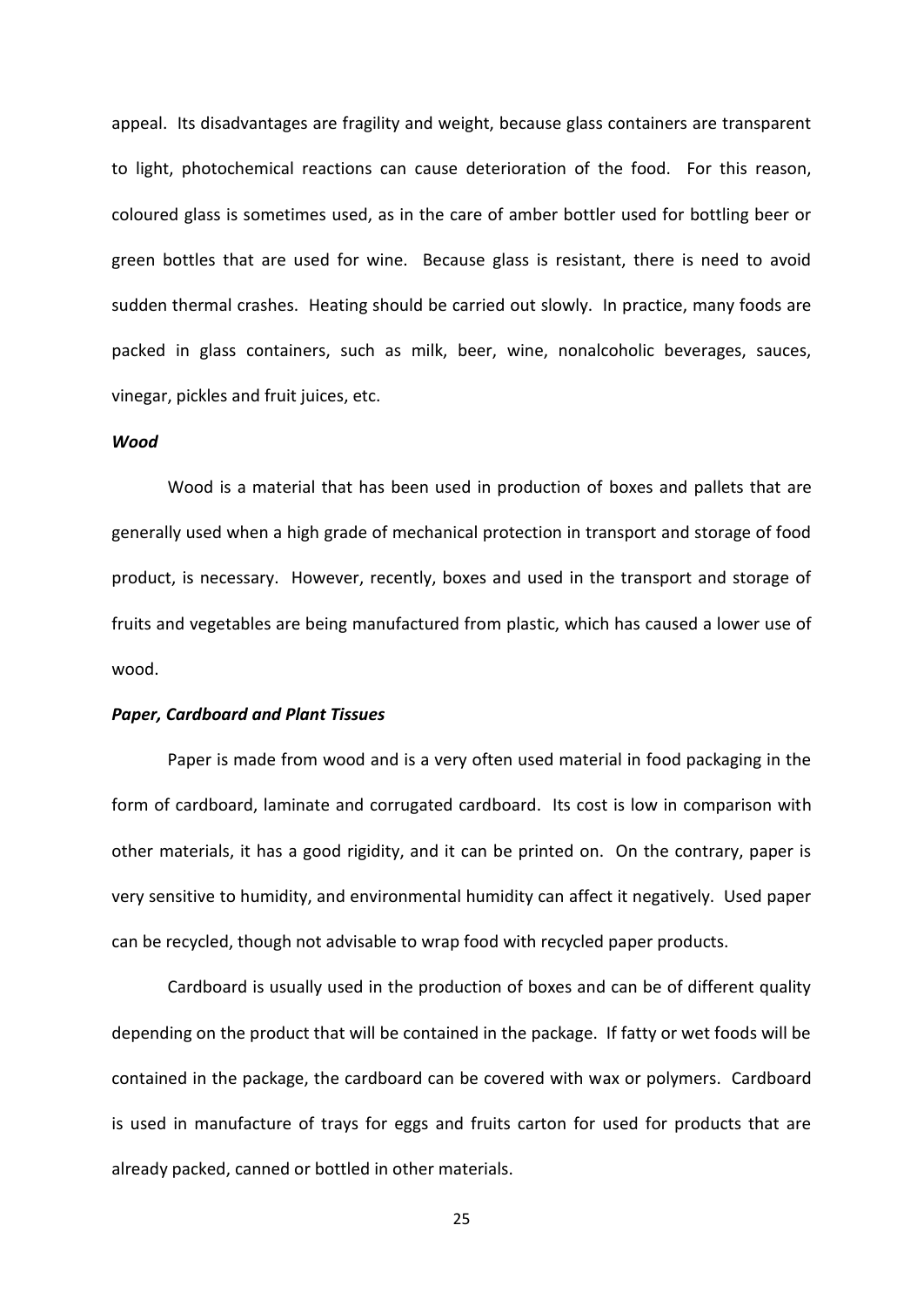appeal. Its disadvantages are fragility and weight, because glass containers are transparent to light, photochemical reactions can cause deterioration of the food. For this reason, coloured glass is sometimes used, as in the care of amber bottler used for bottling beer or green bottles that are used for wine. Because glass is resistant, there is need to avoid sudden thermal crashes. Heating should be carried out slowly. In practice, many foods are packed in glass containers, such as milk, beer, wine, nonalcoholic beverages, sauces, vinegar, pickles and fruit juices, etc.

***Wood***

Wood is a material that has been used in production of boxes and pallets that are generally used when a high grade of mechanical protection in transport and storage of food product, is necessary. However, recently, boxes and used in the transport and storage of fruits and vegetables are being manufactured from plastic, which has caused a lower use of wood.

***Paper, Cardboard and Plant Tissues***

Paper is made from wood and is a very often used material in food packaging in the form of cardboard, laminate and corrugated cardboard. Its cost is low in comparison with other materials, it has a good rigidity, and it can be printed on. On the contrary, paper is very sensitive to humidity, and environmental humidity can affect it negatively. Used paper can be recycled, though not advisable to wrap food with recycled paper products.

Cardboard is usually used in the production of boxes and can be of different quality depending on the product that will be contained in the package. If fatty or wet foods will be contained in the package, the cardboard can be covered with wax or polymers. Cardboard is used in manufacture of trays for eggs and fruits carton for used for products that are already packed, canned or bottled in other materials.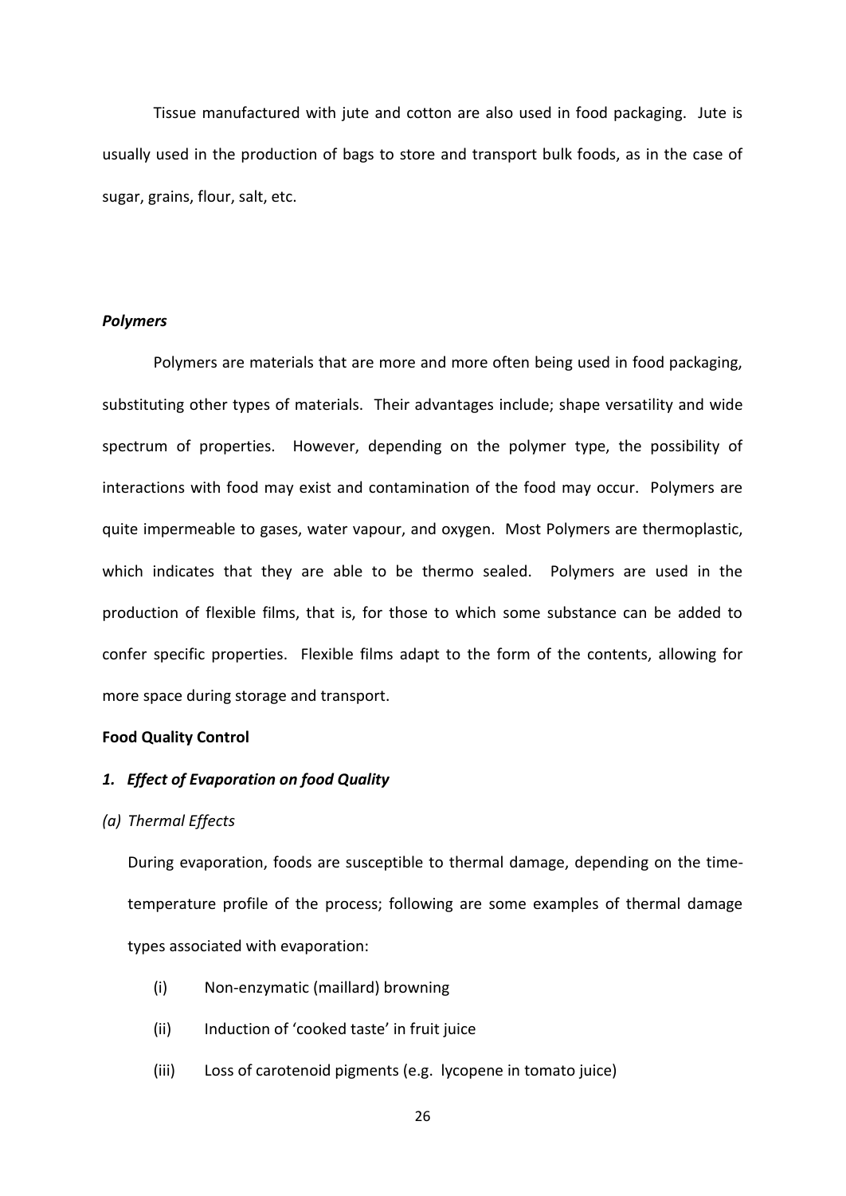Tissue manufactured with jute and cotton are also used in food packaging. Jute is usually used in the production of bags to store and transport bulk foods, as in the case of sugar, grains, flour, salt, etc.

***Polymers***

Polymers are materials that are more and more often being used in food packaging, substituting other types of materials. Their advantages include; shape versatility and wide spectrum of properties. However, depending on the polymer type, the possibility of interactions with food may exist and contamination of the food may occur. Polymers are quite impermeable to gases, water vapour, and oxygen. Most Polymers are thermoplastic, which indicates that they are able to be thermo sealed. Polymers are used in the production of flexible films, that is, for those to which some substance can be added to confer specific properties. Flexible films adapt to the form of the contents, allowing for more space during storage and transport.

**Food Quality Control**

***1. Effect of Evaporation on food Quality***

*(a) Thermal Effects*

During evaporation, foods are susceptible to thermal damage, depending on the time-temperature profile of the process; following are some examples of thermal damage types associated with evaporation:

(i) Non-enzymatic (maillard) browning

(ii) Induction of 'cooked taste' in fruit juice

(iii) Loss of carotenoid pigments (e.g. lycopene in tomato juice)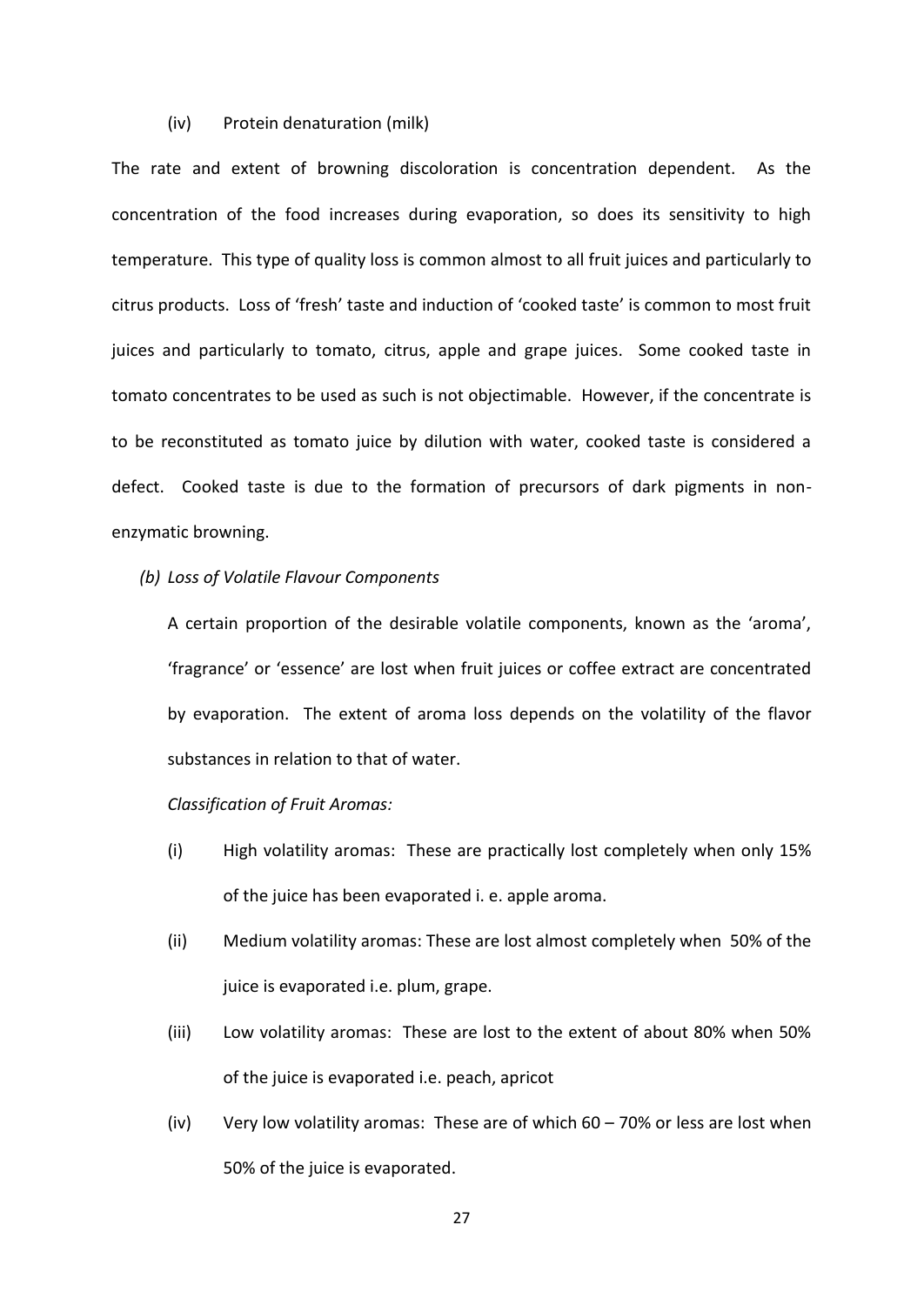(iv) Protein denaturation (milk)

The rate and extent of browning discoloration is concentration dependent. As the concentration of the food increases during evaporation, so does its sensitivity to high temperature. This type of quality loss is common almost to all fruit juices and particularly to citrus products. Loss of 'fresh' taste and induction of 'cooked taste' is common to most fruit juices and particularly to tomato, citrus, apple and grape juices. Some cooked taste in tomato concentrates to be used as such is not objectimable. However, if the concentrate is to be reconstituted as tomato juice by dilution with water, cooked taste is considered a defect. Cooked taste is due to the formation of precursors of dark pigments in non-enzymatic browning.

*(b) Loss of Volatile Flavour Components*

A certain proportion of the desirable volatile components, known as the 'aroma', 'fragrance' or 'essence' are lost when fruit juices or coffee extract are concentrated by evaporation. The extent of aroma loss depends on the volatility of the flavor substances in relation to that of water.

*Classification of Fruit Aromas:*

(i) High volatility aromas: These are practically lost completely when only 15% of the juice has been evaporated i. e. apple aroma.

(ii) Medium volatility aromas: These are lost almost completely when 50% of the juice is evaporated i.e. plum, grape.

(iii) Low volatility aromas: These are lost to the extent of about 80% when 50% of the juice is evaporated i.e. peach, apricot

(iv) Very low volatility aromas: These are of which 60 – 70% or less are lost when 50% of the juice is evaporated.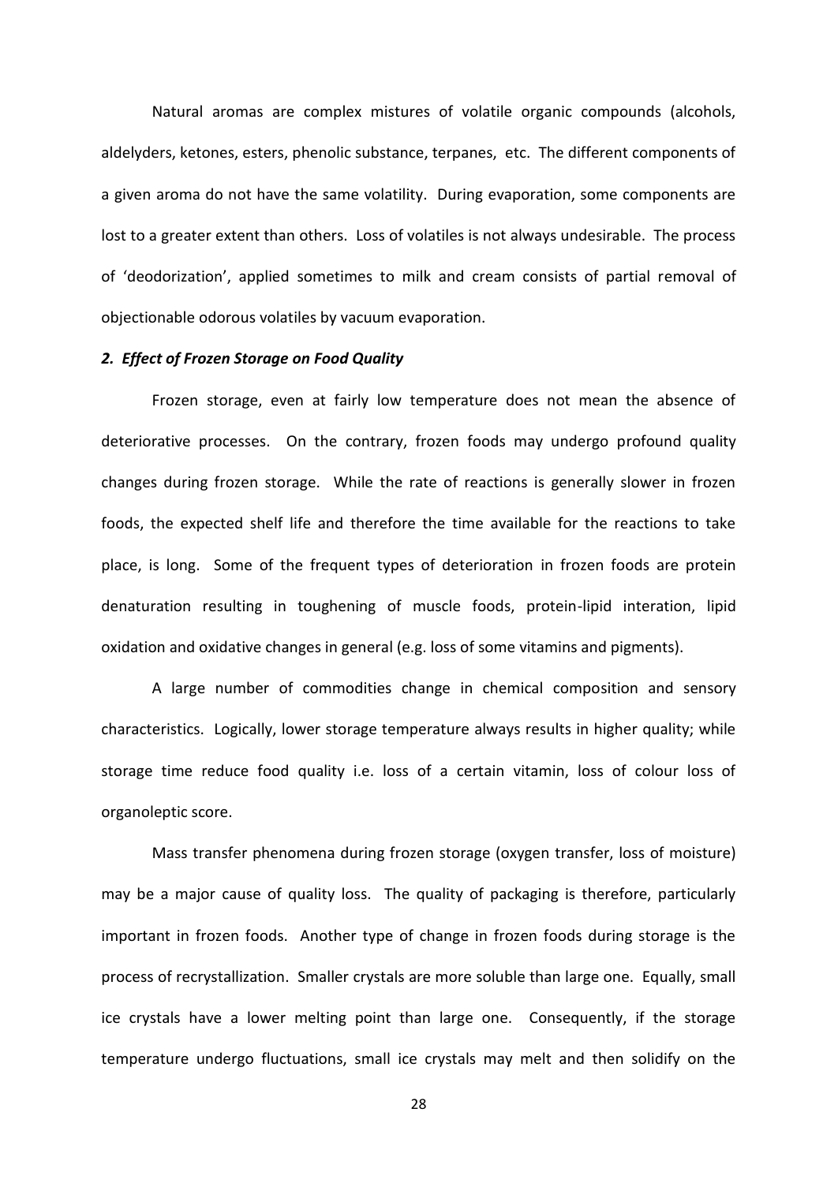Natural aromas are complex mistures of volatile organic compounds (alcohols, aldelyders, ketones, esters, phenolic substance, terpanes, etc. The different components of a given aroma do not have the same volatility. During evaporation, some components are lost to a greater extent than others. Loss of volatiles is not always undesirable. The process of 'deodorization', applied sometimes to milk and cream consists of partial removal of objectionable odorous volatiles by vacuum evaporation.

### *2. Effect of Frozen Storage on Food Quality*

Frozen storage, even at fairly low temperature does not mean the absence of deteriorative processes. On the contrary, frozen foods may undergo profound quality changes during frozen storage. While the rate of reactions is generally slower in frozen foods, the expected shelf life and therefore the time available for the reactions to take place, is long. Some of the frequent types of deterioration in frozen foods are protein denaturation resulting in toughening of muscle foods, protein-lipid interation, lipid oxidation and oxidative changes in general (e.g. loss of some vitamins and pigments).

A large number of commodities change in chemical composition and sensory characteristics. Logically, lower storage temperature always results in higher quality; while storage time reduce food quality i.e. loss of a certain vitamin, loss of colour loss of organoleptic score.

Mass transfer phenomena during frozen storage (oxygen transfer, loss of moisture) may be a major cause of quality loss. The quality of packaging is therefore, particularly important in frozen foods. Another type of change in frozen foods during storage is the process of recrystallization. Smaller crystals are more soluble than large one. Equally, small ice crystals have a lower melting point than large one. Consequently, if the storage temperature undergo fluctuations, small ice crystals may melt and then solidify on the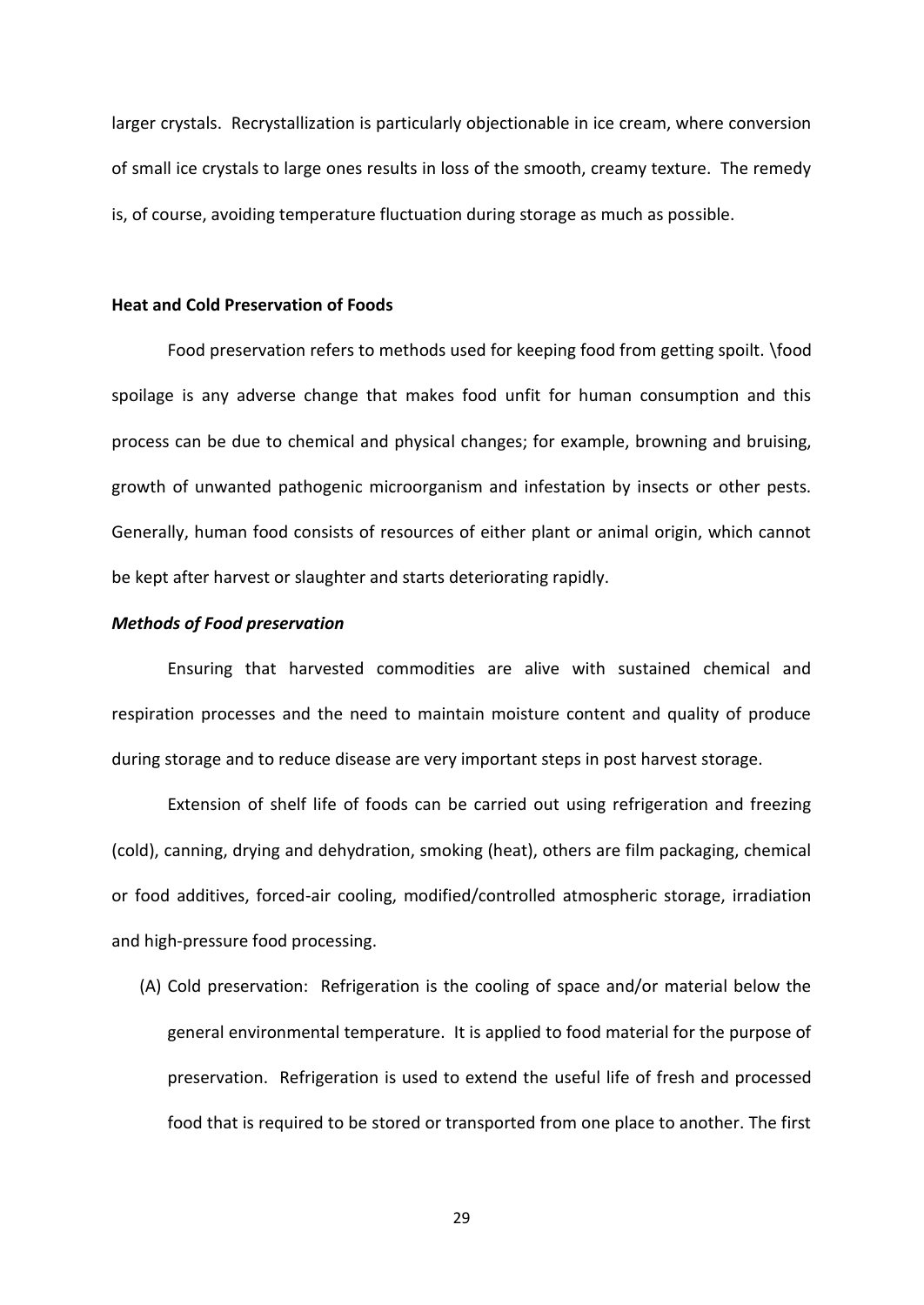larger crystals. Recrystallization is particularly objectionable in ice cream, where conversion of small ice crystals to large ones results in loss of the smooth, creamy texture. The remedy is, of course, avoiding temperature fluctuation during storage as much as possible.

## Heat and Cold Preservation of Foods

Food preservation refers to methods used for keeping food from getting spoilt. \food spoilage is any adverse change that makes food unfit for human consumption and this process can be due to chemical and physical changes; for example, browning and bruising, growth of unwanted pathogenic microorganism and infestation by insects or other pests. Generally, human food consists of resources of either plant or animal origin, which cannot be kept after harvest or slaughter and starts deteriorating rapidly.

### *Methods of Food preservation*

Ensuring that harvested commodities are alive with sustained chemical and respiration processes and the need to maintain moisture content and quality of produce during storage and to reduce disease are very important steps in post harvest storage.

Extension of shelf life of foods can be carried out using refrigeration and freezing (cold), canning, drying and dehydration, smoking (heat), others are film packaging, chemical or food additives, forced-air cooling, modified/controlled atmospheric storage, irradiation and high-pressure food processing.

(A) Cold preservation: Refrigeration is the cooling of space and/or material below the general environmental temperature. It is applied to food material for the purpose of preservation. Refrigeration is used to extend the useful life of fresh and processed food that is required to be stored or transported from one place to another. The first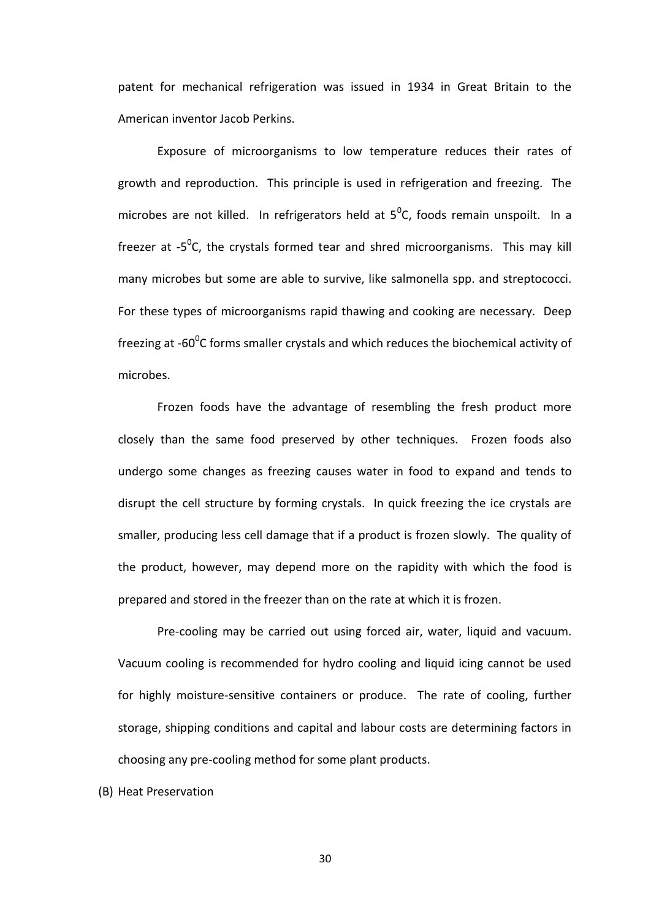patent for mechanical refrigeration was issued in 1934 in Great Britain to the American inventor Jacob Perkins.

Exposure of microorganisms to low temperature reduces their rates of growth and reproduction. This principle is used in refrigeration and freezing. The microbes are not killed. In refrigerators held at $5^0$C, foods remain unspoilt. In a freezer at $-5^0$C, the crystals formed tear and shred microorganisms. This may kill many microbes but some are able to survive, like salmonella spp. and streptococci. For these types of microorganisms rapid thawing and cooking are necessary. Deep freezing at $-60^0$C forms smaller crystals and which reduces the biochemical activity of microbes.

Frozen foods have the advantage of resembling the fresh product more closely than the same food preserved by other techniques. Frozen foods also undergo some changes as freezing causes water in food to expand and tends to disrupt the cell structure by forming crystals. In quick freezing the ice crystals are smaller, producing less cell damage that if a product is frozen slowly. The quality of the product, however, may depend more on the rapidity with which the food is prepared and stored in the freezer than on the rate at which it is frozen.

Pre-cooling may be carried out using forced air, water, liquid and vacuum. Vacuum cooling is recommended for hydro cooling and liquid icing cannot be used for highly moisture-sensitive containers or produce. The rate of cooling, further storage, shipping conditions and capital and labour costs are determining factors in choosing any pre-cooling method for some plant products.

(B) Heat Preservation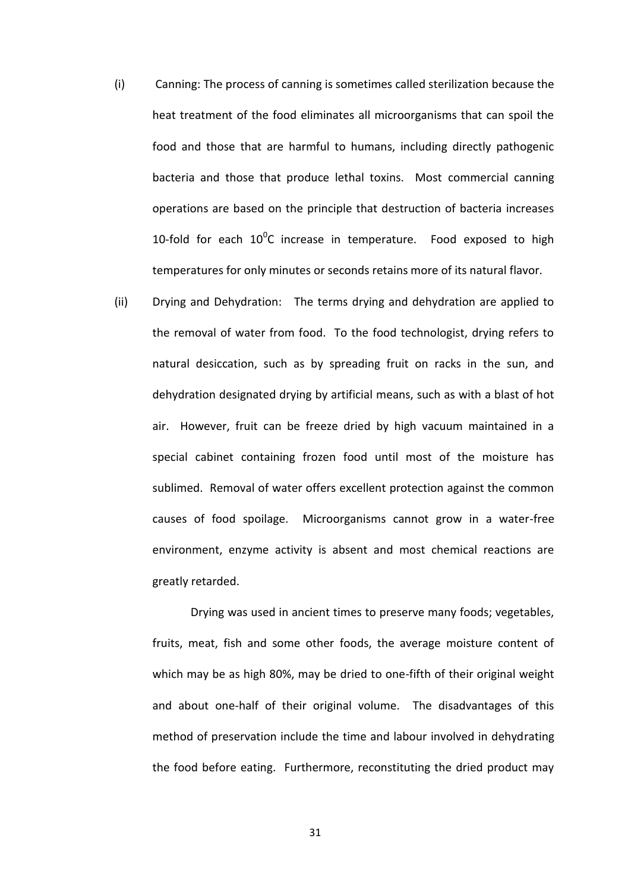(i) Canning: The process of canning is sometimes called sterilization because the heat treatment of the food eliminates all microorganisms that can spoil the food and those that are harmful to humans, including directly pathogenic bacteria and those that produce lethal toxins. Most commercial canning operations are based on the principle that destruction of bacteria increases 10-fold for each $10^0$C increase in temperature. Food exposed to high temperatures for only minutes or seconds retains more of its natural flavor.

(ii) Drying and Dehydration: The terms drying and dehydration are applied to the removal of water from food. To the food technologist, drying refers to natural desiccation, such as by spreading fruit on racks in the sun, and dehydration designated drying by artificial means, such as with a blast of hot air. However, fruit can be freeze dried by high vacuum maintained in a special cabinet containing frozen food until most of the moisture has sublimed. Removal of water offers excellent protection against the common causes of food spoilage. Microorganisms cannot grow in a water-free environment, enzyme activity is absent and most chemical reactions are greatly retarded.

Drying was used in ancient times to preserve many foods; vegetables, fruits, meat, fish and some other foods, the average moisture content of which may be as high 80%, may be dried to one-fifth of their original weight and about one-half of their original volume. The disadvantages of this method of preservation include the time and labour involved in dehydrating the food before eating. Furthermore, reconstituting the dried product may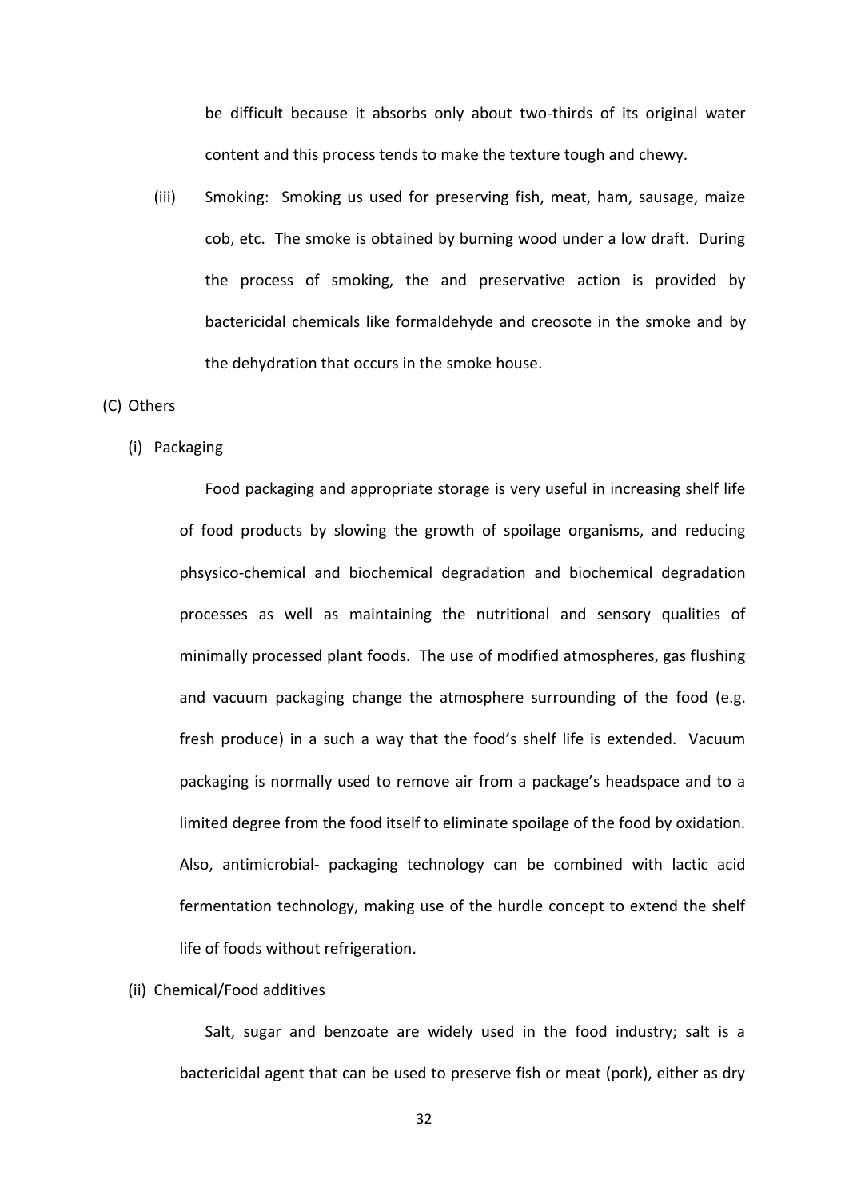be difficult because it absorbs only about two-thirds of its original water content and this process tends to make the texture tough and chewy.

(iii) Smoking: Smoking us used for preserving fish, meat, ham, sausage, maize cob, etc. The smoke is obtained by burning wood under a low draft. During the process of smoking, the and preservative action is provided by bactericidal chemicals like formaldehyde and creosote in the smoke and by the dehydration that occurs in the smoke house.

(C) Others

(i) Packaging

Food packaging and appropriate storage is very useful in increasing shelf life of food products by slowing the growth of spoilage organisms, and reducing phsysico-chemical and biochemical degradation and biochemical degradation processes as well as maintaining the nutritional and sensory qualities of minimally processed plant foods. The use of modified atmospheres, gas flushing and vacuum packaging change the atmosphere surrounding of the food (e.g. fresh produce) in a such a way that the food's shelf life is extended. Vacuum packaging is normally used to remove air from a package's headspace and to a limited degree from the food itself to eliminate spoilage of the food by oxidation. Also, antimicrobial- packaging technology can be combined with lactic acid fermentation technology, making use of the hurdle concept to extend the shelf life of foods without refrigeration.

(ii) Chemical/Food additives

Salt, sugar and benzoate are widely used in the food industry; salt is a bactericidal agent that can be used to preserve fish or meat (pork), either as dry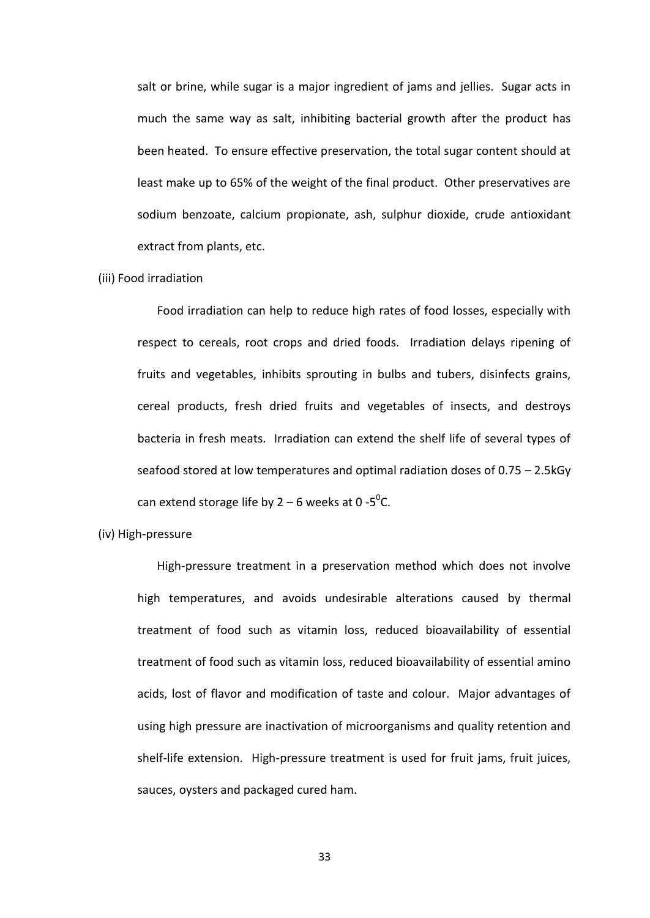salt or brine, while sugar is a major ingredient of jams and jellies. Sugar acts in much the same way as salt, inhibiting bacterial growth after the product has been heated. To ensure effective preservation, the total sugar content should at least make up to 65% of the weight of the final product. Other preservatives are sodium benzoate, calcium propionate, ash, sulphur dioxide, crude antioxidant extract from plants, etc.

(iii) Food irradiation

Food irradiation can help to reduce high rates of food losses, especially with respect to cereals, root crops and dried foods. Irradiation delays ripening of fruits and vegetables, inhibits sprouting in bulbs and tubers, disinfects grains, cereal products, fresh dried fruits and vegetables of insects, and destroys bacteria in fresh meats. Irradiation can extend the shelf life of several types of seafood stored at low temperatures and optimal radiation doses of 0.75 – 2.5kGy can extend storage life by 2 – 6 weeks at 0 -5$^{0}$C.

(iv) High-pressure

High-pressure treatment in a preservation method which does not involve high temperatures, and avoids undesirable alterations caused by thermal treatment of food such as vitamin loss, reduced bioavailability of essential treatment of food such as vitamin loss, reduced bioavailability of essential amino acids, lost of flavor and modification of taste and colour. Major advantages of using high pressure are inactivation of microorganisms and quality retention and shelf-life extension. High-pressure treatment is used for fruit jams, fruit juices, sauces, oysters and packaged cured ham.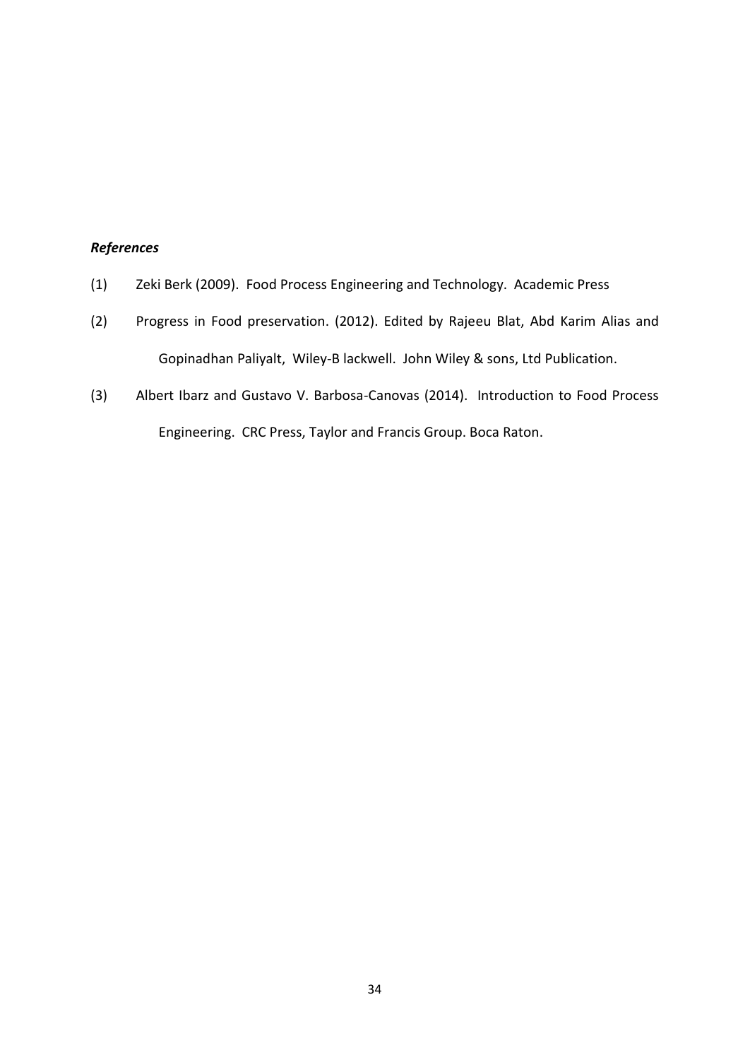***References***

(1) Zeki Berk (2009). Food Process Engineering and Technology. Academic Press

(2) Progress in Food preservation. (2012). Edited by Rajeeu Blat, Abd Karim Alias and Gopinadhan Paliyalt, Wiley-B lackwell. John Wiley & sons, Ltd Publication.

(3) Albert Ibarz and Gustavo V. Barbosa-Canovas (2014). Introduction to Food Process Engineering. CRC Press, Taylor and Francis Group. Boca Raton.